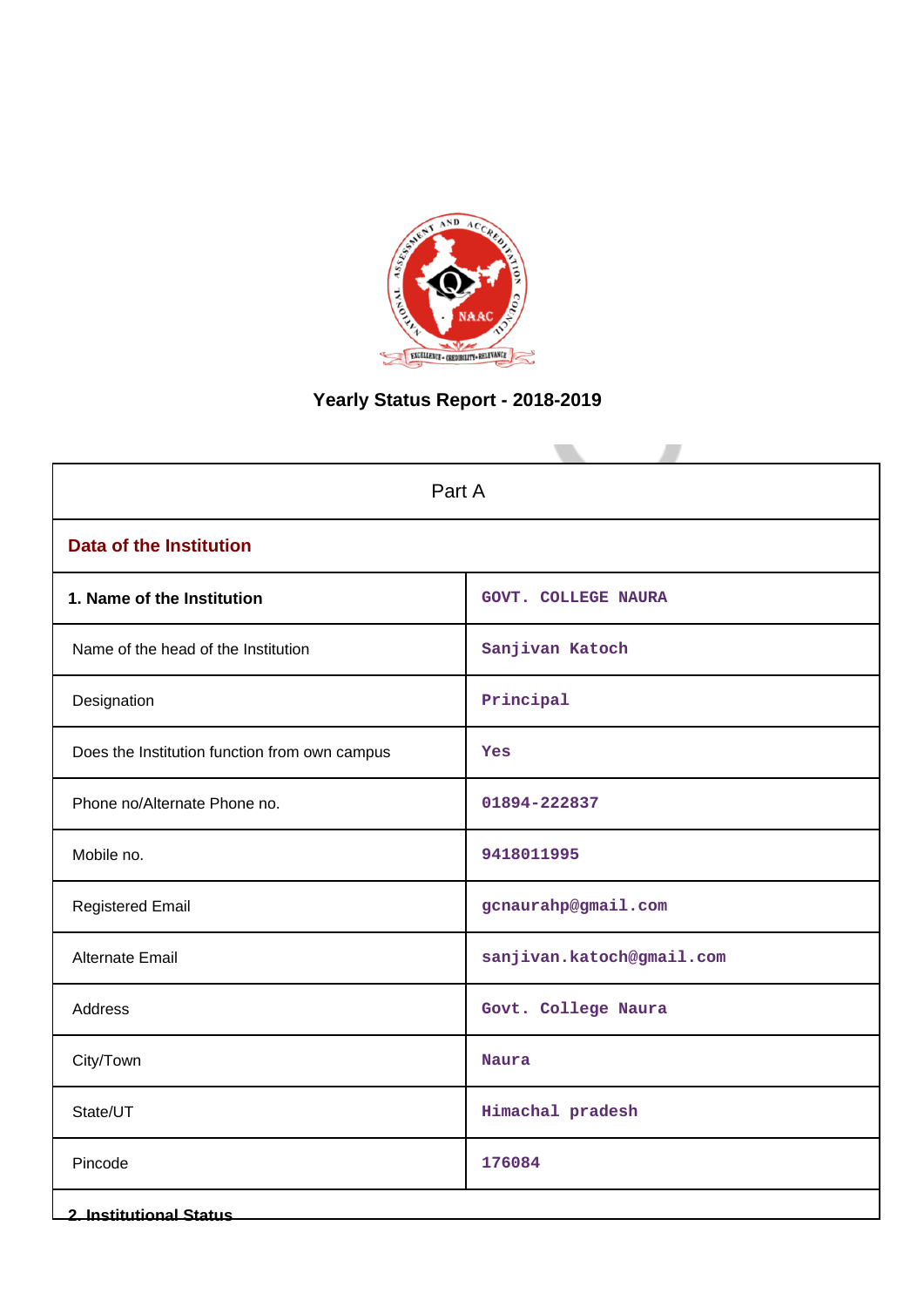# Yearly Status Report - 2018-2019

| Part A | |
|---|---|
| **Data of the Institution** | |
| **1. Name of the Institution** | GOVT. COLLEGE NAURA |
| Name of the head of the Institution | Sanjivan Katoch |
| Designation | Principal |
| Does the Institution function from own campus | Yes |
| Phone no/Alternate Phone no. | 01894-222837 |
| Mobile no. | 9418011995 |
| Registered Email | gcnaurahp@gmail.com |
| Alternate Email | sanjivan.katoch@gmail.com |
| Address | Govt. College Naura |
| City/Town | Naura |
| State/UT | Himachal pradesh |
| Pincode | 176084 |

**2. Institutional Status**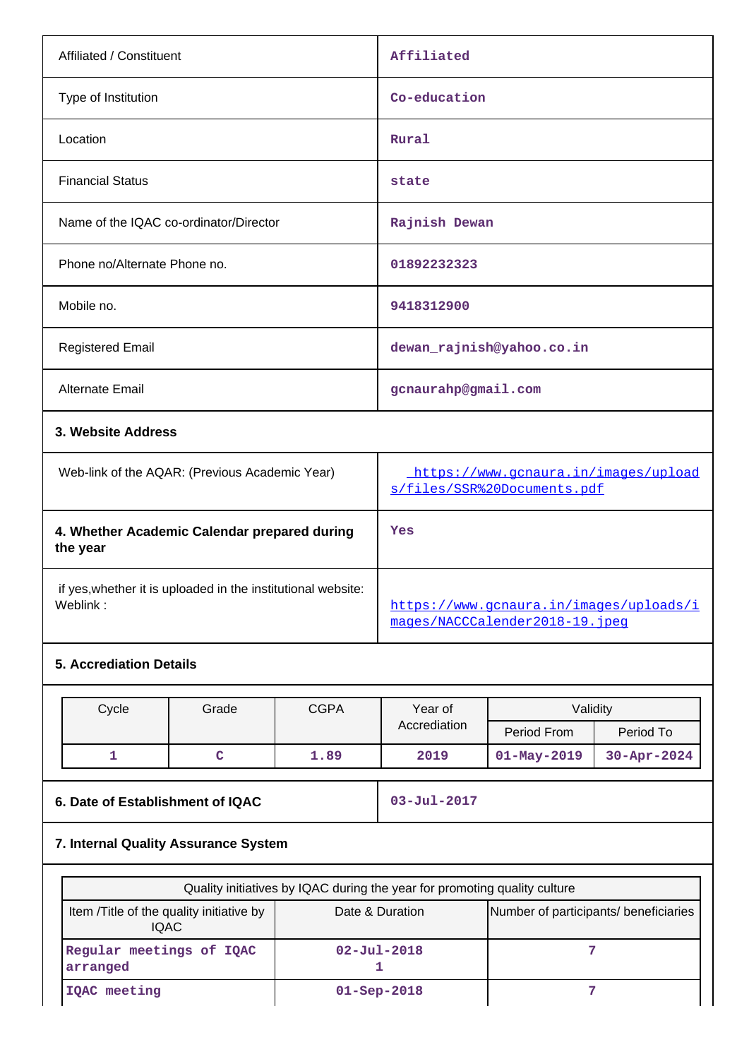| | |
|---|---|
| Affiliated / Constituent | Affiliated |
| Type of Institution | Co-education |
| Location | Rural |
| Financial Status | state |
| Name of the IQAC co-ordinator/Director | Rajnish Dewan |
| Phone no/Alternate Phone no. | 01892232323 |
| Mobile no. | 9418312900 |
| Registered Email | dewan_rajnish@yahoo.co.in |
| Alternate Email | gcnaurahp@gmail.com |

**3. Website Address**

| | |
|---|---|
| Web-link of the AQAR: (Previous Academic Year) | https://www.gcnaura.in/images/uploads/files/SSR%20Documents.pdf |
| **4. Whether Academic Calendar prepared during the year** | Yes |
| if yes,whether it is uploaded in the institutional website: Weblink : | https://www.gcnaura.in/images/uploads/images/NACCCalender2018-19.jpeg |

**5. Accrediation Details**

| Cycle | Grade | CGPA | Year of Accrediation | Validity | |
|---|---|---|---|---|---|
| | | | | Period From | Period To |
| 1 | C | 1.89 | 2019 | 01-May-2019 | 30-Apr-2024 |

| | |
|---|---|
| **6. Date of Establishment of IQAC** | 03-Jul-2017 |

**7. Internal Quality Assurance System**

| Quality initiatives by IQAC during the year for promoting quality culture | | |
|---|---|---|
| Item /Title of the quality initiative by IQAC | Date & Duration | Number of participants/ beneficiaries |
| Regular meetings of IQAC arranged | 02-Jul-2018 1 | 7 |
| IQAC meeting | 01-Sep-2018 | 7 |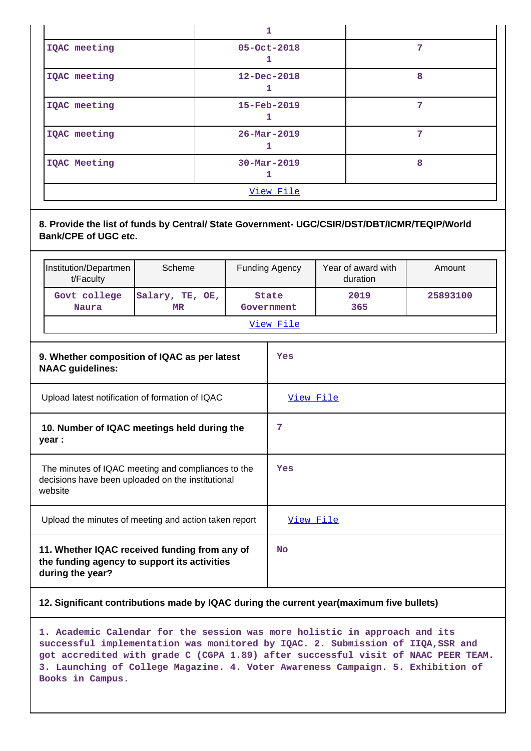| | 1 | |
|---|---|---|
| IQAC meeting | 05-Oct-2018<br>1 | 7 |
| IQAC meeting | 12-Dec-2018<br>1 | 8 |
| IQAC meeting | 15-Feb-2019<br>1 | 7 |
| IQAC meeting | 26-Mar-2019<br>1 | 7 |
| IQAC Meeting | 30-Mar-2019<br>1 | 8 |
| View File | | |

**8. Provide the list of funds by Central/ State Government- UGC/CSIR/DST/DBT/ICMR/TEQIP/World Bank/CPE of UGC etc.**

| Institution/Department/Faculty | Scheme | Funding Agency | Year of award with duration | Amount |
|---|---|---|---|---|
| Govt college Naura | Salary, TE, OE, MR | State Government | 2019<br>365 | 25893100 |
| View File | | | | |

| | |
|---|---|
| **9. Whether composition of IQAC as per latest NAAC guidelines:** | Yes |
| Upload latest notification of formation of IQAC | View File |
| **10. Number of IQAC meetings held during the year :** | 7 |
| The minutes of IQAC meeting and compliances to the decisions have been uploaded on the institutional website | Yes |
| Upload the minutes of meeting and action taken report | View File |
| **11. Whether IQAC received funding from any of the funding agency to support its activities during the year?** | No |

**12. Significant contributions made by IQAC during the current year(maximum five bullets)**

1. Academic Calendar for the session was more holistic in approach and its successful implementation was monitored by IQAC. 2. Submission of IIQA,SSR and got accredited with grade C (CGPA 1.89) after successful visit of NAAC PEER TEAM. 3. Launching of College Magazine. 4. Voter Awareness Campaign. 5. Exhibition of Books in Campus.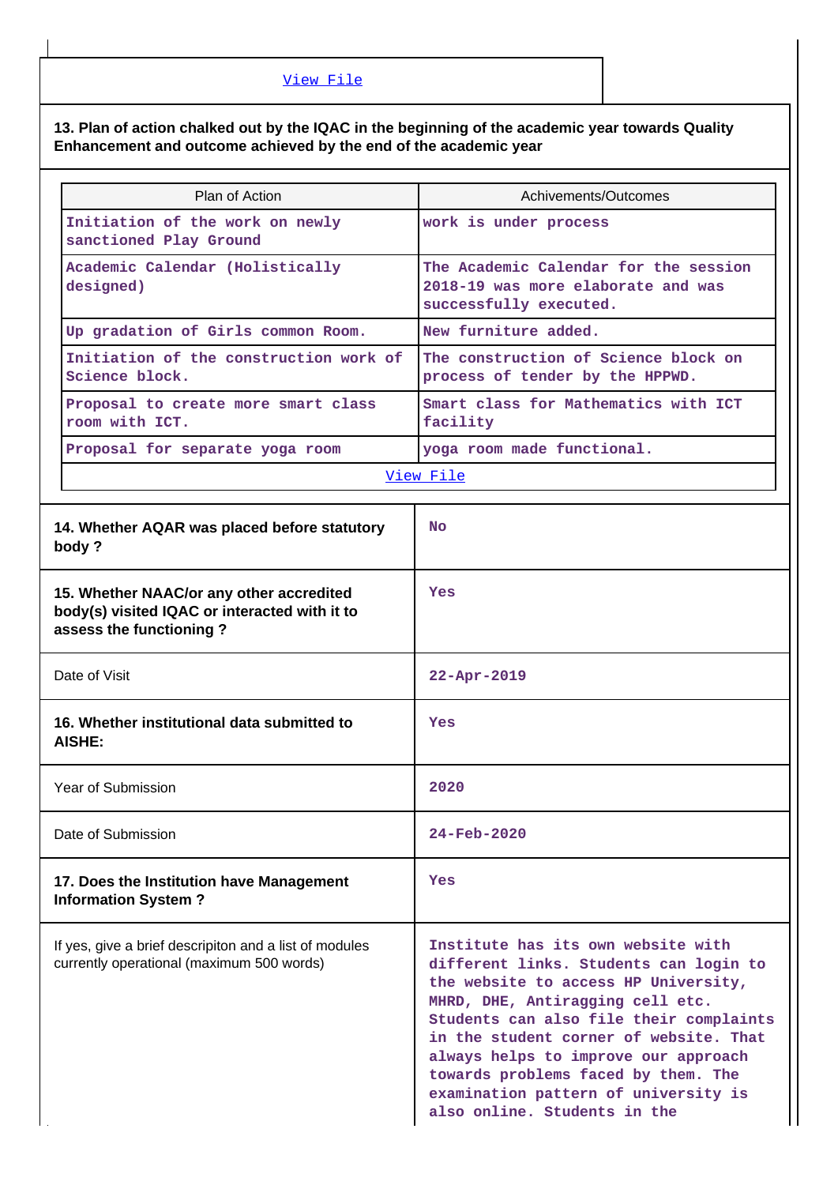[View File](#)

**13. Plan of action chalked out by the IQAC in the beginning of the academic year towards Quality Enhancement and outcome achieved by the end of the academic year**

| Plan of Action | Achivements/Outcomes |
| --- | --- |
| Initiation of the work on newly sanctioned Play Ground | work is under process |
| Academic Calendar (Holistically designed) | The Academic Calendar for the session 2018-19 was more elaborate and was successfully executed. |
| Up gradation of Girls common Room. | New furniture added. |
| Initiation of the construction work of Science block. | The construction of Science block on process of tender by the HPPWD. |
| Proposal to create more smart class room with ICT. | Smart class for Mathematics with ICT facility |
| Proposal for separate yoga room | yoga room made functional. |

[View File](#)

| | |
| --- | --- |
| **14. Whether AQAR was placed before statutory body ?** | No |
| **15. Whether NAAC/or any other accredited body(s) visited IQAC or interacted with it to assess the functioning ?** | Yes |
| Date of Visit | 22-Apr-2019 |
| **16. Whether institutional data submitted to AISHE:** | Yes |
| Year of Submission | 2020 |
| Date of Submission | 24-Feb-2020 |
| **17. Does the Institution have Management Information System ?** | Yes |
| If yes, give a brief descripiton and a list of modules currently operational (maximum 500 words) | Institute has its own website with different links. Students can login to the website to access HP University, MHRD, DHE, Antiragging cell etc. Students can also file their complaints in the student corner of website. That always helps to improve our approach towards problems faced by them. The examination pattern of university is also online. Students in the |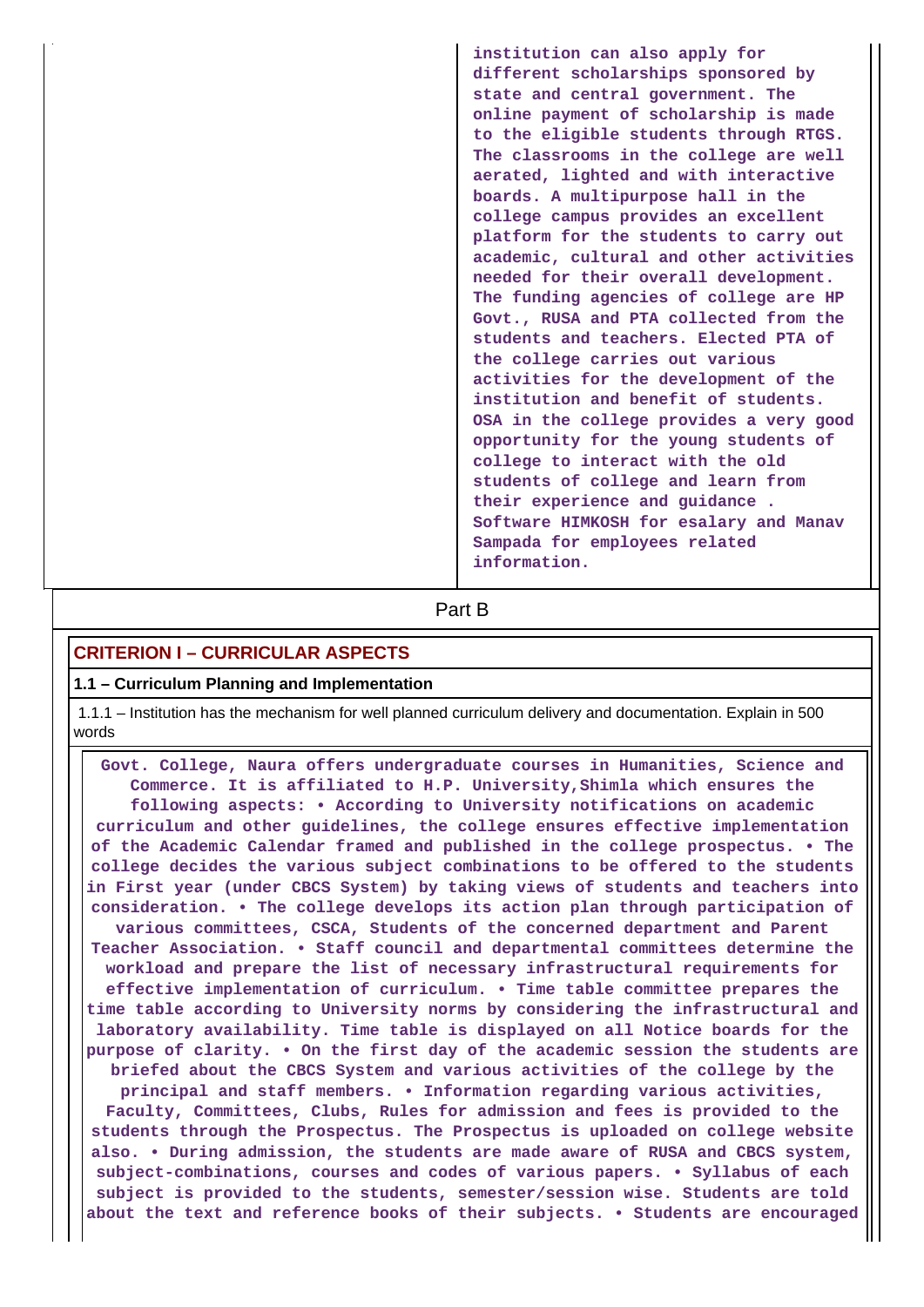| | institution can also apply for different scholarships sponsored by state and central government. The online payment of scholarship is made to the eligible students through RTGS. The classrooms in the college are well aerated, lighted and with interactive boards. A multipurpose hall in the college campus provides an excellent platform for the students to carry out academic, cultural and other activities needed for their overall development. The funding agencies of college are HP Govt., RUSA and PTA collected from the students and teachers. Elected PTA of the college carries out various activities for the development of the institution and benefit of students. OSA in the college provides a very good opportunity for the young students of college to interact with the old students of college and learn from their experience and guidance . Software HIMKOSH for esalary and Manav Sampada for employees related information. |
|---|---|

## Part B

### CRITERION I – CURRICULAR ASPECTS

#### 1.1 – Curriculum Planning and Implementation

1.1.1 – Institution has the mechanism for well planned curriculum delivery and documentation. Explain in 500 words

Govt. College, Naura offers undergraduate courses in Humanities, Science and Commerce. It is affiliated to H.P. University,Shimla which ensures the following aspects: • According to University notifications on academic curriculum and other guidelines, the college ensures effective implementation of the Academic Calendar framed and published in the college prospectus. • The college decides the various subject combinations to be offered to the students in First year (under CBCS System) by taking views of students and teachers into consideration. • The college develops its action plan through participation of various committees, CSCA, Students of the concerned department and Parent Teacher Association. • Staff council and departmental committees determine the workload and prepare the list of necessary infrastructural requirements for effective implementation of curriculum. • Time table committee prepares the time table according to University norms by considering the infrastructural and laboratory availability. Time table is displayed on all Notice boards for the purpose of clarity. • On the first day of the academic session the students are briefed about the CBCS System and various activities of the college by the principal and staff members. • Information regarding various activities, Faculty, Committees, Clubs, Rules for admission and fees is provided to the students through the Prospectus. The Prospectus is uploaded on college website also. • During admission, the students are made aware of RUSA and CBCS system, subject-combinations, courses and codes of various papers. • Syllabus of each subject is provided to the students, semester/session wise. Students are told about the text and reference books of their subjects. • Students are encouraged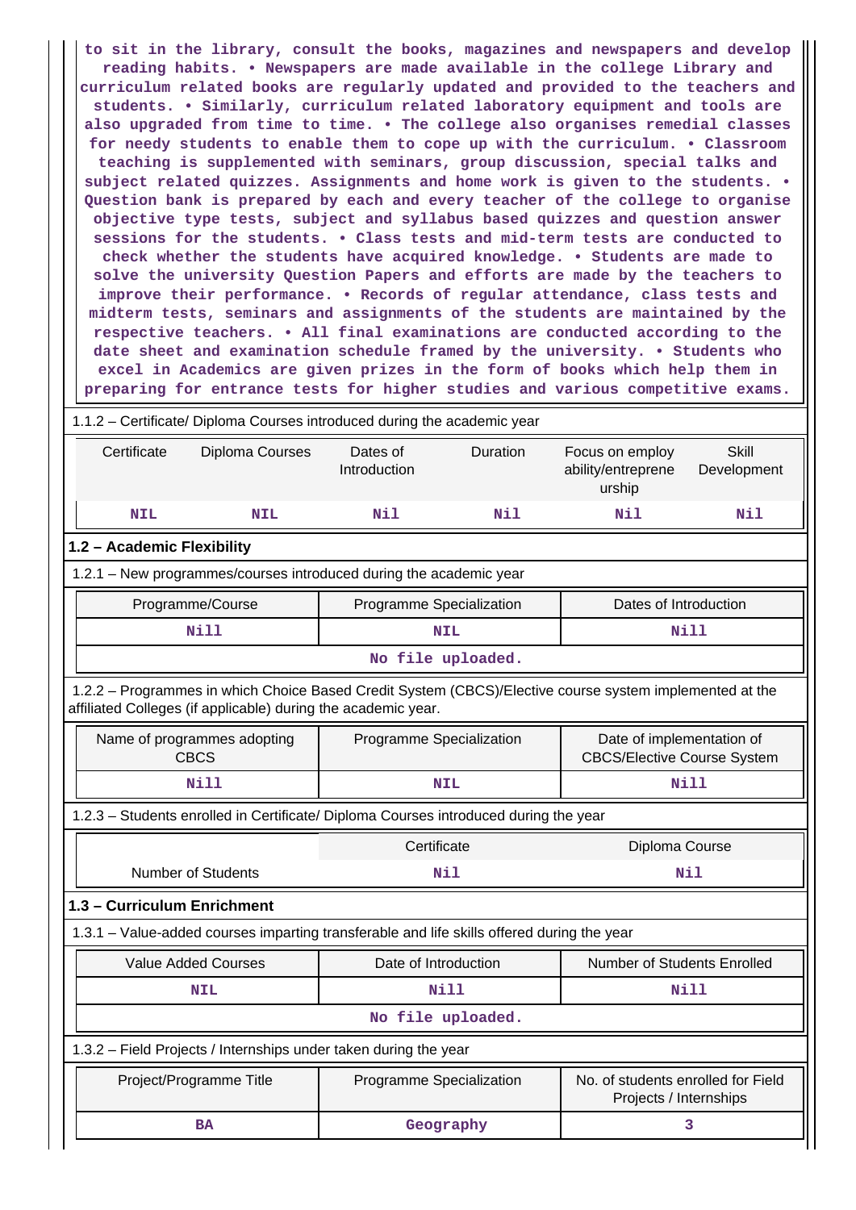to sit in the library, consult the books, magazines and newspapers and develop reading habits. • Newspapers are made available in the college Library and curriculum related books are regularly updated and provided to the teachers and students. • Similarly, curriculum related laboratory equipment and tools are also upgraded from time to time. • The college also organises remedial classes for needy students to enable them to cope up with the curriculum. • Classroom teaching is supplemented with seminars, group discussion, special talks and subject related quizzes. Assignments and home work is given to the students. • Question bank is prepared by each and every teacher of the college to organise objective type tests, subject and syllabus based quizzes and question answer sessions for the students. • Class tests and mid-term tests are conducted to check whether the students have acquired knowledge. • Students are made to solve the university Question Papers and efforts are made by the teachers to improve their performance. • Records of regular attendance, class tests and midterm tests, seminars and assignments of the students are maintained by the respective teachers. • All final examinations are conducted according to the date sheet and examination schedule framed by the university. • Students who excel in Academics are given prizes in the form of books which help them in preparing for entrance tests for higher studies and various competitive exams.

1.1.2 – Certificate/ Diploma Courses introduced during the academic year

| Certificate | Diploma Courses | Dates of Introduction | Duration | Focus on employ ability/entrepreneurship | Skill Development |
|---|---|---|---|---|---|
| NIL | NIL | Nil | Nil | Nil | Nil |

## 1.2 – Academic Flexibility

1.2.1 – New programmes/courses introduced during the academic year

| Programme/Course | Programme Specialization | Dates of Introduction |
|---|---|---|
| Nill | NIL | Nill |
| No file uploaded. | | |

1.2.2 – Programmes in which Choice Based Credit System (CBCS)/Elective course system implemented at the affiliated Colleges (if applicable) during the academic year.

| Name of programmes adopting CBCS | Programme Specialization | Date of implementation of CBCS/Elective Course System |
|---|---|---|
| Nill | NIL | Nill |

1.2.3 – Students enrolled in Certificate/ Diploma Courses introduced during the year

| | Certificate | Diploma Course |
|---|---|---|
| Number of Students | Nil | Nil |

## 1.3 – Curriculum Enrichment

1.3.1 – Value-added courses imparting transferable and life skills offered during the year

| Value Added Courses | Date of Introduction | Number of Students Enrolled |
|---|---|---|
| NIL | Nill | Nill |
| No file uploaded. | | |

1.3.2 – Field Projects / Internships under taken during the year

| Project/Programme Title | Programme Specialization | No. of students enrolled for Field Projects / Internships |
|---|---|---|
| BA | Geography | 3 |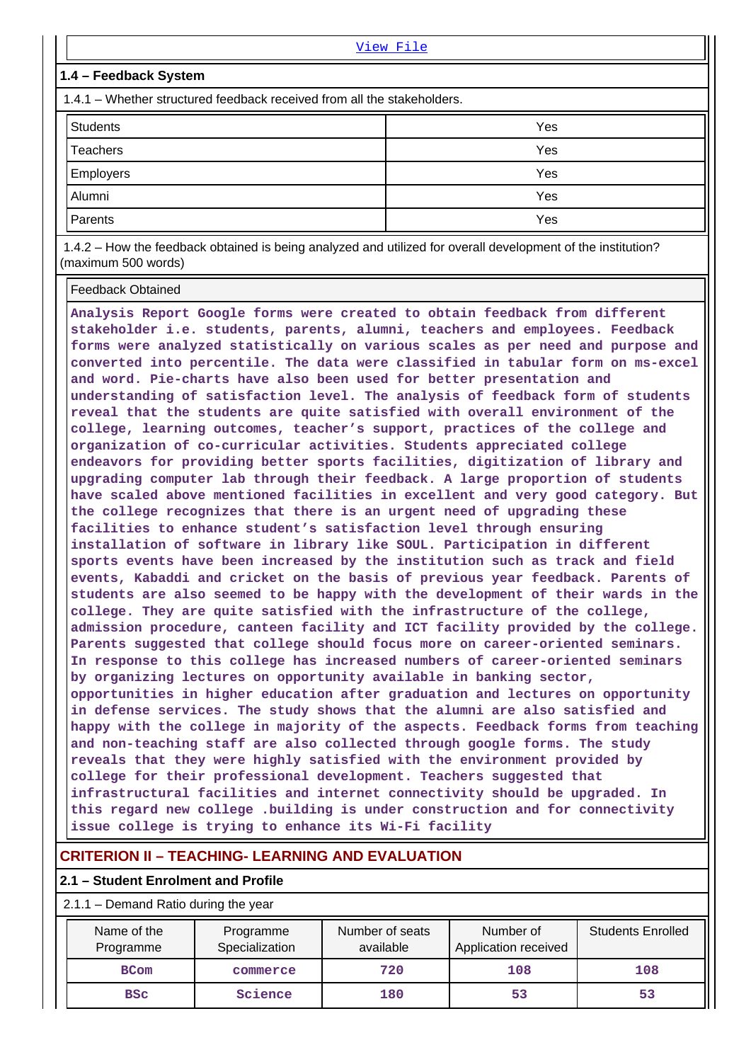[View File]

### 1.4 – Feedback System

1.4.1 – Whether structured feedback received from all the stakeholders.

| | |
|---|---|
| Students | Yes |
| Teachers | Yes |
| Employers | Yes |
| Alumni | Yes |
| Parents | Yes |

1.4.2 – How the feedback obtained is being analyzed and utilized for overall development of the institution? (maximum 500 words)

Feedback Obtained

Analysis Report Google forms were created to obtain feedback from different stakeholder i.e. students, parents, alumni, teachers and employees. Feedback forms were analyzed statistically on various scales as per need and purpose and converted into percentile. The data were classified in tabular form on ms-excel and word. Pie-charts have also been used for better presentation and understanding of satisfaction level. The analysis of feedback form of students reveal that the students are quite satisfied with overall environment of the college, learning outcomes, teacher's support, practices of the college and organization of co-curricular activities. Students appreciated college endeavors for providing better sports facilities, digitization of library and upgrading computer lab through their feedback. A large proportion of students have scaled above mentioned facilities in excellent and very good category. But the college recognizes that there is an urgent need of upgrading these facilities to enhance student's satisfaction level through ensuring installation of software in library like SOUL. Participation in different sports events have been increased by the institution such as track and field events, Kabaddi and cricket on the basis of previous year feedback. Parents of students are also seemed to be happy with the development of their wards in the college. They are quite satisfied with the infrastructure of the college, admission procedure, canteen facility and ICT facility provided by the college. Parents suggested that college should focus more on career-oriented seminars. In response to this college has increased numbers of career-oriented seminars by organizing lectures on opportunity available in banking sector, opportunities in higher education after graduation and lectures on opportunity in defense services. The study shows that the alumni are also satisfied and happy with the college in majority of the aspects. Feedback forms from teaching and non-teaching staff are also collected through google forms. The study reveals that they were highly satisfied with the environment provided by college for their professional development. Teachers suggested that infrastructural facilities and internet connectivity should be upgraded. In this regard new college .building is under construction and for connectivity issue college is trying to enhance its Wi-Fi facility

## CRITERION II – TEACHING- LEARNING AND EVALUATION

### 2.1 – Student Enrolment and Profile

2.1.1 – Demand Ratio during the year

| Name of the Programme | Programme Specialization | Number of seats available | Number of Application received | Students Enrolled |
|---|---|---|---|---|
| BCom | commerce | 720 | 108 | 108 |
| BSc | Science | 180 | 53 | 53 |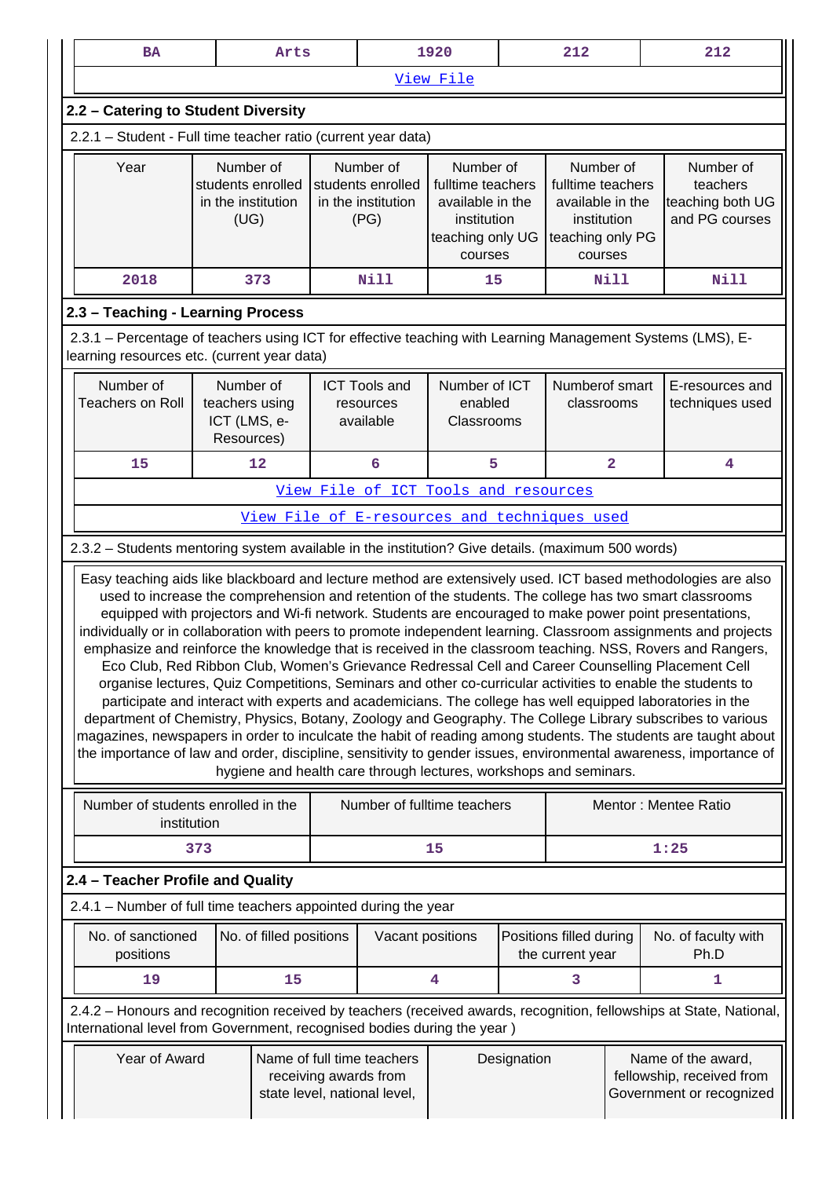| BA | Arts | 1920 | 212 | 212 |
|---|---|---|---|---|
| View File | | | | |

## 2.2 – Catering to Student Diversity

2.2.1 – Student - Full time teacher ratio (current year data)

| Year | Number of students enrolled in the institution (UG) | Number of students enrolled in the institution (PG) | Number of fulltime teachers available in the institution teaching only UG courses | Number of fulltime teachers available in the institution teaching only PG courses | Number of teachers teaching both UG and PG courses |
|---|---|---|---|---|---|
| 2018 | 373 | Nill | 15 | Nill | Nill |

## 2.3 – Teaching - Learning Process

2.3.1 – Percentage of teachers using ICT for effective teaching with Learning Management Systems (LMS), E-learning resources etc. (current year data)

| Number of Teachers on Roll | Number of teachers using ICT (LMS, e-Resources) | ICT Tools and resources available | Number of ICT enabled Classrooms | Numberof smart classrooms | E-resources and techniques used |
|---|---|---|---|---|---|
| 15 | 12 | 6 | 5 | 2 | 4 |
| View File of ICT Tools and resources | | | | | |
| View File of E-resources and techniques used | | | | | |

2.3.2 – Students mentoring system available in the institution? Give details. (maximum 500 words)

Easy teaching aids like blackboard and lecture method are extensively used. ICT based methodologies are also used to increase the comprehension and retention of the students. The college has two smart classrooms equipped with projectors and Wi-fi network. Students are encouraged to make power point presentations, individually or in collaboration with peers to promote independent learning. Classroom assignments and projects emphasize and reinforce the knowledge that is received in the classroom teaching. NSS, Rovers and Rangers, Eco Club, Red Ribbon Club, Women's Grievance Redressal Cell and Career Counselling Placement Cell organise lectures, Quiz Competitions, Seminars and other co-curricular activities to enable the students to participate and interact with experts and academicians. The college has well equipped laboratories in the department of Chemistry, Physics, Botany, Zoology and Geography. The College Library subscribes to various magazines, newspapers in order to inculcate the habit of reading among students. The students are taught about the importance of law and order, discipline, sensitivity to gender issues, environmental awareness, importance of hygiene and health care through lectures, workshops and seminars.

| Number of students enrolled in the institution | Number of fulltime teachers | Mentor : Mentee Ratio |
|---|---|---|
| 373 | 15 | 1:25 |

## 2.4 – Teacher Profile and Quality

2.4.1 – Number of full time teachers appointed during the year

| No. of sanctioned positions | No. of filled positions | Vacant positions | Positions filled during the current year | No. of faculty with Ph.D |
|---|---|---|---|---|
| 19 | 15 | 4 | 3 | 1 |

2.4.2 – Honours and recognition received by teachers (received awards, recognition, fellowships at State, National, International level from Government, recognised bodies during the year )

| Year of Award | Name of full time teachers receiving awards from state level, national level, | Designation | Name of the award, fellowship, received from Government or recognized |
|---|---|---|---|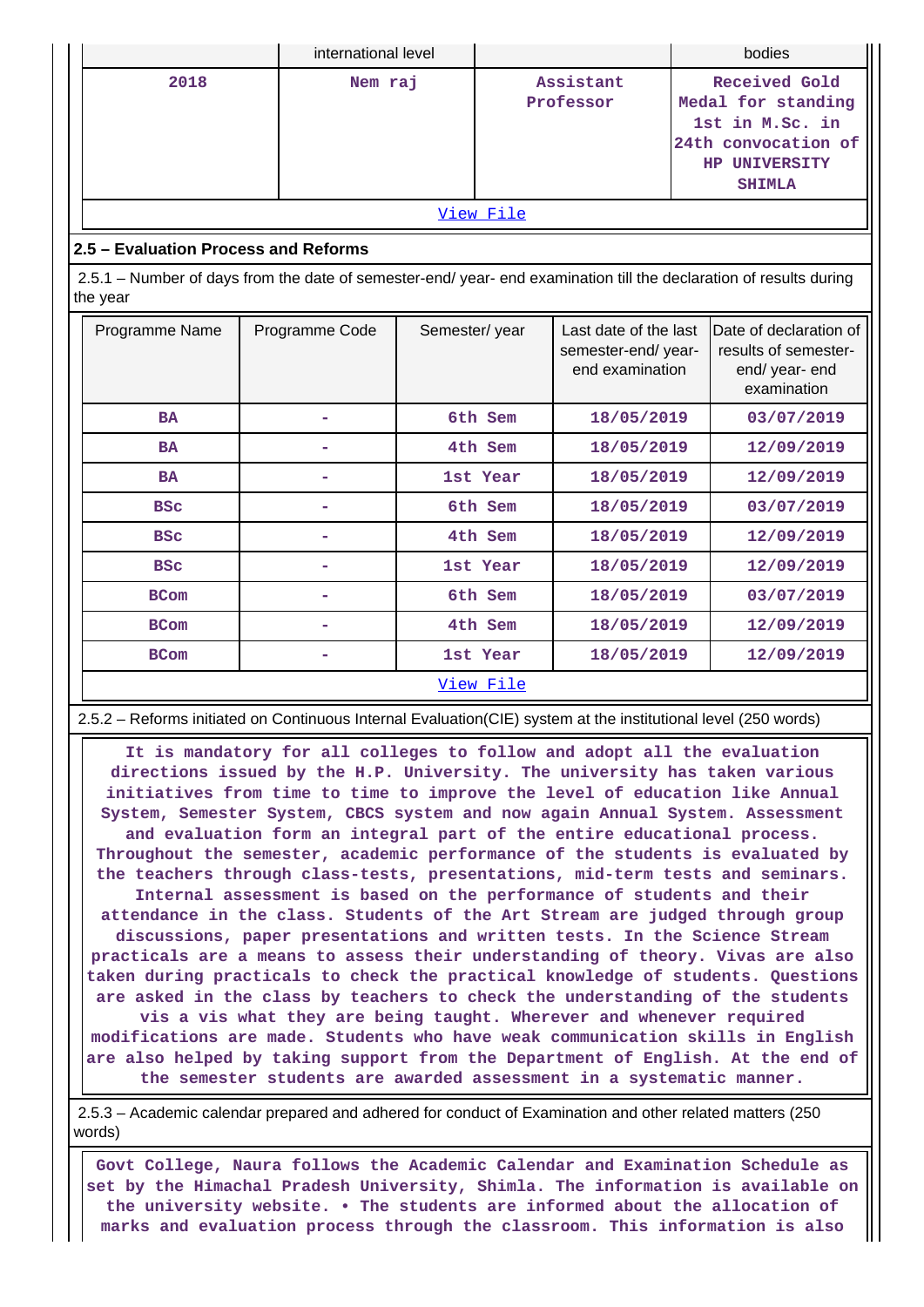| | international level | | bodies |
|---|---|---|---|
| 2018 | Nem raj | Assistant Professor | Received Gold Medal for standing 1st in M.Sc. in 24th convocation of HP UNIVERSITY SHIMLA |

[View File]

## 2.5 – Evaluation Process and Reforms

2.5.1 – Number of days from the date of semester-end/ year- end examination till the declaration of results during the year

| Programme Name | Programme Code | Semester/ year | Last date of the last semester-end/ year-end examination | Date of declaration of results of semester-end/ year- end examination |
|---|---|---|---|---|
| BA | - | 6th Sem | 18/05/2019 | 03/07/2019 |
| BA | - | 4th Sem | 18/05/2019 | 12/09/2019 |
| BA | - | 1st Year | 18/05/2019 | 12/09/2019 |
| BSc | - | 6th Sem | 18/05/2019 | 03/07/2019 |
| BSc | - | 4th Sem | 18/05/2019 | 12/09/2019 |
| BSc | - | 1st Year | 18/05/2019 | 12/09/2019 |
| BCom | - | 6th Sem | 18/05/2019 | 03/07/2019 |
| BCom | - | 4th Sem | 18/05/2019 | 12/09/2019 |
| BCom | - | 1st Year | 18/05/2019 | 12/09/2019 |

[View File]

2.5.2 – Reforms initiated on Continuous Internal Evaluation(CIE) system at the institutional level (250 words)

It is mandatory for all colleges to follow and adopt all the evaluation directions issued by the H.P. University. The university has taken various initiatives from time to time to improve the level of education like Annual System, Semester System, CBCS system and now again Annual System. Assessment and evaluation form an integral part of the entire educational process. Throughout the semester, academic performance of the students is evaluated by the teachers through class-tests, presentations, mid-term tests and seminars. Internal assessment is based on the performance of students and their attendance in the class. Students of the Art Stream are judged through group discussions, paper presentations and written tests. In the Science Stream practicals are a means to assess their understanding of theory. Vivas are also taken during practicals to check the practical knowledge of students. Questions are asked in the class by teachers to check the understanding of the students vis a vis what they are being taught. Wherever and whenever required modifications are made. Students who have weak communication skills in English are also helped by taking support from the Department of English. At the end of the semester students are awarded assessment in a systematic manner.

2.5.3 – Academic calendar prepared and adhered for conduct of Examination and other related matters (250 words)

Govt College, Naura follows the Academic Calendar and Examination Schedule as set by the Himachal Pradesh University, Shimla. The information is available on the university website. • The students are informed about the allocation of marks and evaluation process through the classroom. This information is also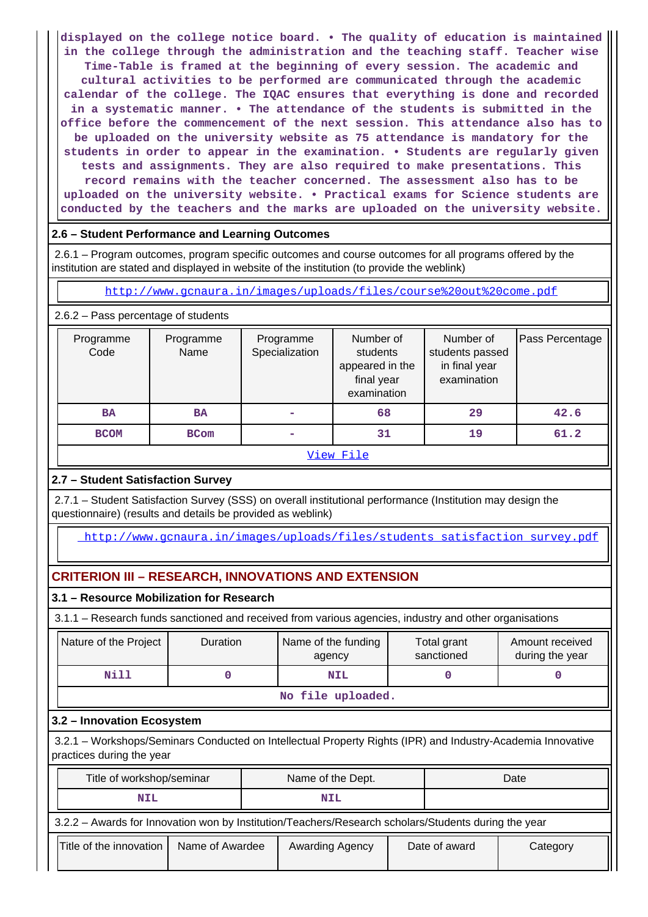displayed on the college notice board. • The quality of education is maintained in the college through the administration and the teaching staff. Teacher wise Time-Table is framed at the beginning of every session. The academic and cultural activities to be performed are communicated through the academic calendar of the college. The IQAC ensures that everything is done and recorded in a systematic manner. • The attendance of the students is submitted in the office before the commencement of the next session. This attendance also has to be uploaded on the university website as 75 attendance is mandatory for the students in order to appear in the examination. • Students are regularly given tests and assignments. They are also required to make presentations. This record remains with the teacher concerned. The assessment also has to be uploaded on the university website. • Practical exams for Science students are conducted by the teachers and the marks are uploaded on the university website.

### 2.6 – Student Performance and Learning Outcomes

2.6.1 – Program outcomes, program specific outcomes and course outcomes for all programs offered by the institution are stated and displayed in website of the institution (to provide the weblink)

http://www.gcnaura.in/images/uploads/files/course%20out%20come.pdf

2.6.2 – Pass percentage of students

| Programme Code | Programme Name | Programme Specialization | Number of students appeared in the final year examination | Number of students passed in final year examination | Pass Percentage |
|---|---|---|---|---|---|
| BA | BA | - | 68 | 29 | 42.6 |
| BCOM | BCom | - | 31 | 19 | 61.2 |

View File

### 2.7 – Student Satisfaction Survey

2.7.1 – Student Satisfaction Survey (SSS) on overall institutional performance (Institution may design the questionnaire) (results and details be provided as weblink)

http://www.gcnaura.in/images/uploads/files/students satisfaction survey.pdf

## CRITERION III – RESEARCH, INNOVATIONS AND EXTENSION

### 3.1 – Resource Mobilization for Research

3.1.1 – Research funds sanctioned and received from various agencies, industry and other organisations

| Nature of the Project | Duration | Name of the funding agency | Total grant sanctioned | Amount received during the year |
|---|---|---|---|---|
| Nill | 0 | NIL | 0 | 0 |

No file uploaded.

### 3.2 – Innovation Ecosystem

3.2.1 – Workshops/Seminars Conducted on Intellectual Property Rights (IPR) and Industry-Academia Innovative practices during the year

| Title of workshop/seminar | Name of the Dept. | Date |
|---|---|---|
| NIL | NIL | |

3.2.2 – Awards for Innovation won by Institution/Teachers/Research scholars/Students during the year

| Title of the innovation | Name of Awardee | Awarding Agency | Date of award | Category |
|---|---|---|---|---|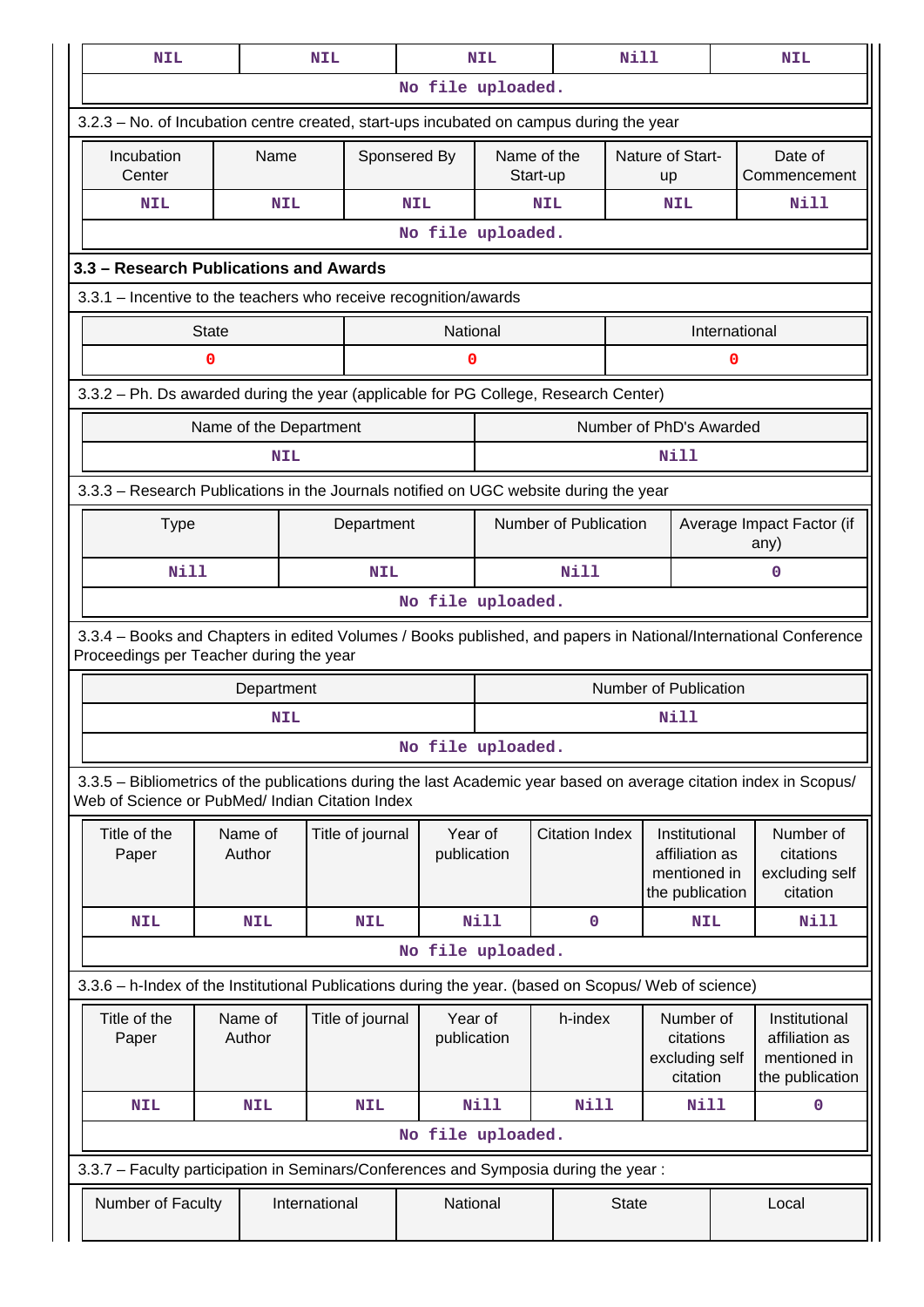| NIL | NIL | NIL | Nill | NIL |
|---|---|---|---|---|

No file uploaded.

3.2.3 – No. of Incubation centre created, start-ups incubated on campus during the year

| Incubation Center | Name | Sponsered By | Name of the Start-up | Nature of Start-up | Date of Commencement |
|---|---|---|---|---|---|
| NIL | NIL | NIL | NIL | NIL | Nill |

No file uploaded.

### 3.3 – Research Publications and Awards

3.3.1 – Incentive to the teachers who receive recognition/awards

| State | National | International |
|---|---|---|
| 0 | 0 | 0 |

3.3.2 – Ph. Ds awarded during the year (applicable for PG College, Research Center)

| Name of the Department | Number of PhD's Awarded |
|---|---|
| NIL | Nill |

3.3.3 – Research Publications in the Journals notified on UGC website during the year

| Type | Department | Number of Publication | Average Impact Factor (if any) |
|---|---|---|---|
| Nill | NIL | Nill | 0 |

No file uploaded.

3.3.4 – Books and Chapters in edited Volumes / Books published, and papers in National/International Conference Proceedings per Teacher during the year

| Department | Number of Publication |
|---|---|
| NIL | Nill |

No file uploaded.

3.3.5 – Bibliometrics of the publications during the last Academic year based on average citation index in Scopus/ Web of Science or PubMed/ Indian Citation Index

| Title of the Paper | Name of Author | Title of journal | Year of publication | Citation Index | Institutional affiliation as mentioned in the publication | Number of citations excluding self citation |
|---|---|---|---|---|---|---|
| NIL | NIL | NIL | Nill | 0 | NIL | Nill |

No file uploaded.

3.3.6 – h-Index of the Institutional Publications during the year. (based on Scopus/ Web of science)

| Title of the Paper | Name of Author | Title of journal | Year of publication | h-index | Number of citations excluding self citation | Institutional affiliation as mentioned in the publication |
|---|---|---|---|---|---|---|
| NIL | NIL | NIL | Nill | Nill | Nill | 0 |

No file uploaded.

3.3.7 – Faculty participation in Seminars/Conferences and Symposia during the year :

| Number of Faculty | International | National | State | Local |
|---|---|---|---|---|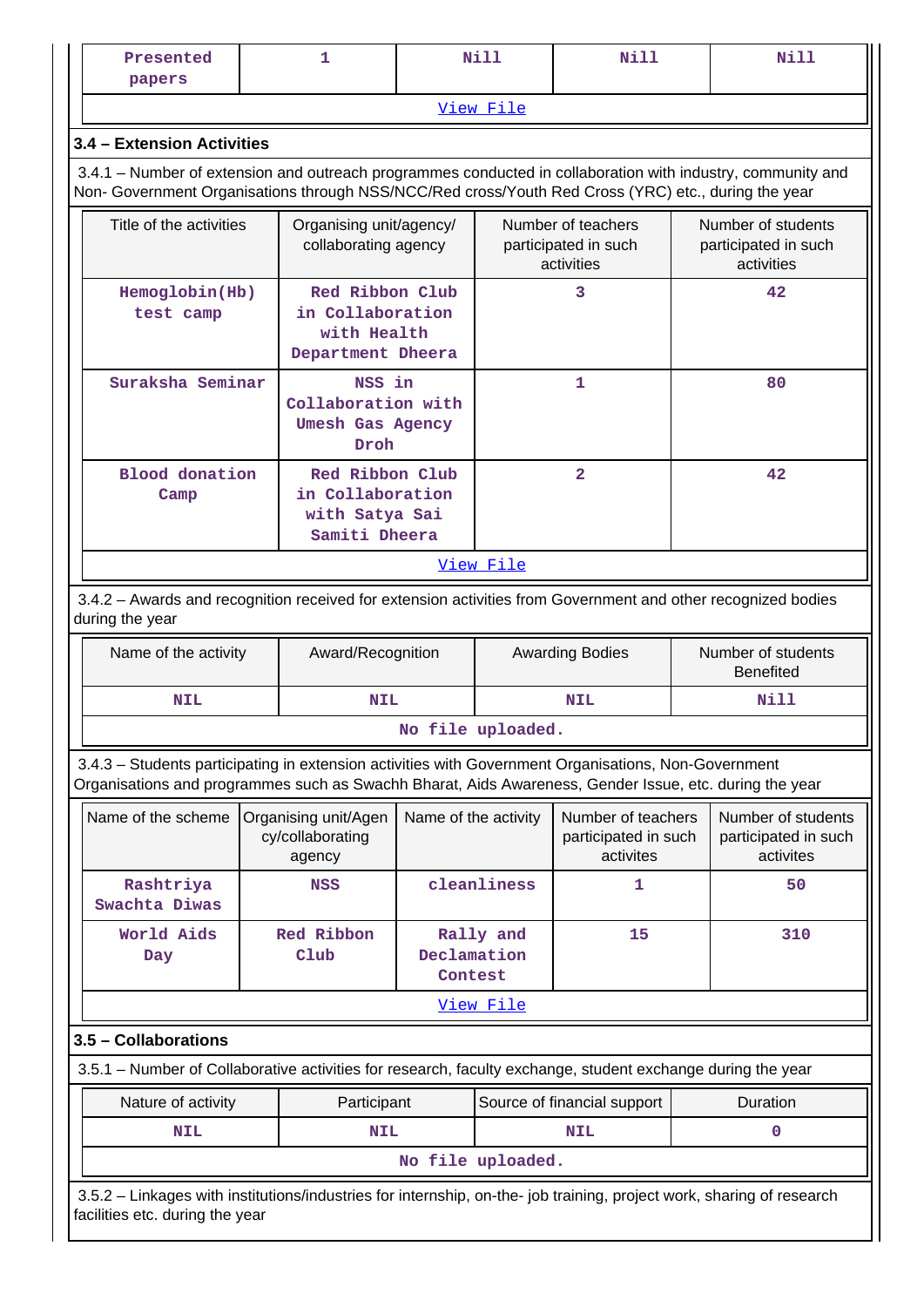| Presented papers | 1 | Nill | Nill | Nill |
|---|---|---|---|---|
| View File | | | | |

### 3.4 – Extension Activities

3.4.1 – Number of extension and outreach programmes conducted in collaboration with industry, community and Non- Government Organisations through NSS/NCC/Red cross/Youth Red Cross (YRC) etc., during the year

| Title of the activities | Organising unit/agency/ collaborating agency | Number of teachers participated in such activities | Number of students participated in such activities |
|---|---|---|---|
| Hemoglobin(Hb) test camp | Red Ribbon Club in Collaboration with Health Department Dheera | 3 | 42 |
| Suraksha Seminar | NSS in Collaboration with Umesh Gas Agency Droh | 1 | 80 |
| Blood donation Camp | Red Ribbon Club in Collaboration with Satya Sai Samiti Dheera | 2 | 42 |
| View File | | | |

3.4.2 – Awards and recognition received for extension activities from Government and other recognized bodies during the year

| Name of the activity | Award/Recognition | Awarding Bodies | Number of students Benefited |
|---|---|---|---|
| NIL | NIL | NIL | Nill |
| No file uploaded. | | | |

3.4.3 – Students participating in extension activities with Government Organisations, Non-Government Organisations and programmes such as Swachh Bharat, Aids Awareness, Gender Issue, etc. during the year

| Name of the scheme | Organising unit/Agency/collaborating agency | Name of the activity | Number of teachers participated in such activites | Number of students participated in such activites |
|---|---|---|---|---|
| Rashtriya Swachta Diwas | NSS | cleanliness | 1 | 50 |
| World Aids Day | Red Ribbon Club | Rally and Declamation Contest | 15 | 310 |
| View File | | | | |

### 3.5 – Collaborations

3.5.1 – Number of Collaborative activities for research, faculty exchange, student exchange during the year

| Nature of activity | Participant | Source of financial support | Duration |
|---|---|---|---|
| NIL | NIL | NIL | 0 |
| No file uploaded. | | | |

3.5.2 – Linkages with institutions/industries for internship, on-the- job training, project work, sharing of research facilities etc. during the year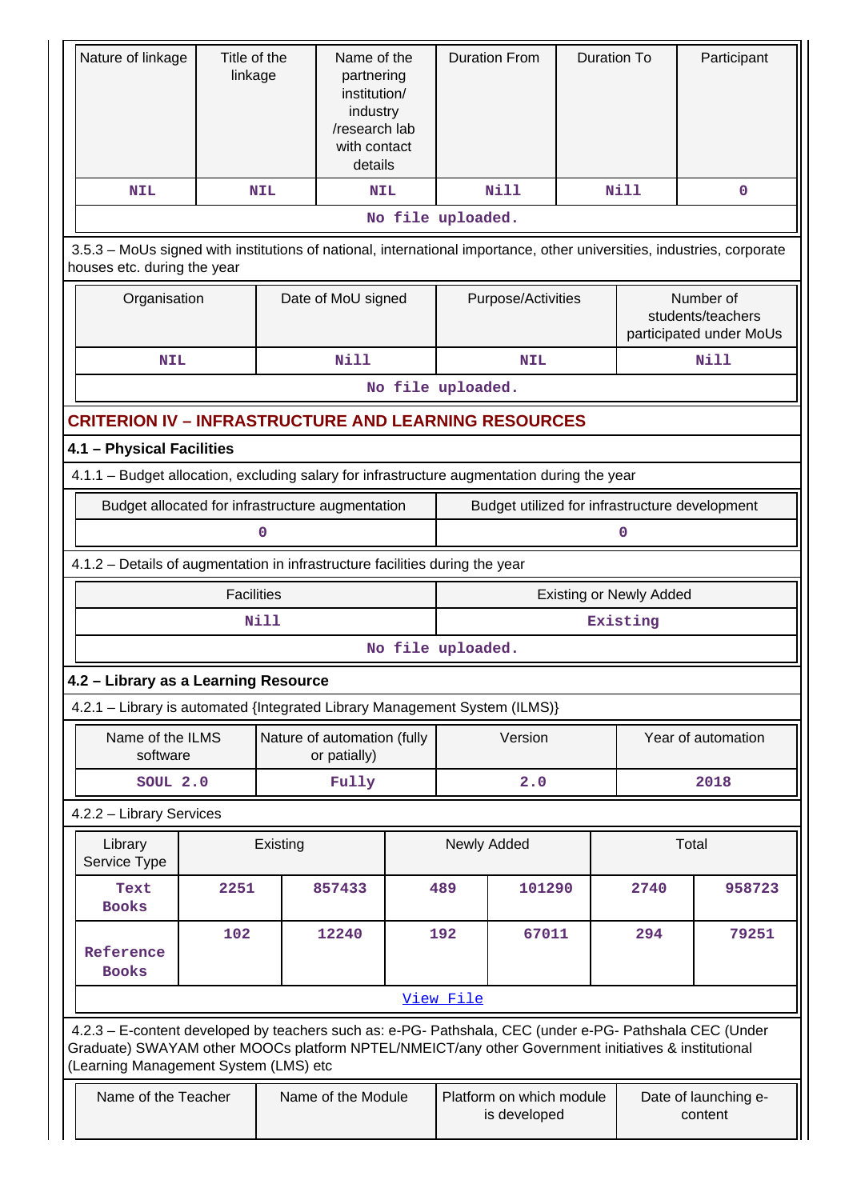| Nature of linkage | Title of the linkage | Name of the partnering institution/ industry /research lab with contact details | Duration From | Duration To | Participant |
|---|---|---|---|---|---|
| NIL | NIL | NIL | Nill | Nill | 0 |

No file uploaded.

3.5.3 – MoUs signed with institutions of national, international importance, other universities, industries, corporate houses etc. during the year

| Organisation | Date of MoU signed | Purpose/Activities | Number of students/teachers participated under MoUs |
|---|---|---|---|
| NIL | Nill | NIL | Nill |

No file uploaded.

## CRITERION IV – INFRASTRUCTURE AND LEARNING RESOURCES

### 4.1 – Physical Facilities

4.1.1 – Budget allocation, excluding salary for infrastructure augmentation during the year

| Budget allocated for infrastructure augmentation | Budget utilized for infrastructure development |
|---|---|
| 0 | 0 |

4.1.2 – Details of augmentation in infrastructure facilities during the year

| Facilities | Existing or Newly Added |
|---|---|
| Nill | Existing |

No file uploaded.

### 4.2 – Library as a Learning Resource

4.2.1 – Library is automated {Integrated Library Management System (ILMS)}

| Name of the ILMS software | Nature of automation (fully or patially) | Version | Year of automation |
|---|---|---|---|
| SOUL 2.0 | Fully | 2.0 | 2018 |

4.2.2 – Library Services

| Library Service Type | Existing | | Newly Added | | Total | |
|---|---|---|---|---|---|---|
| Text Books | 2251 | 857433 | 489 | 101290 | 2740 | 958723 |
| Reference Books | 102 | 12240 | 192 | 67011 | 294 | 79251 |

View File

4.2.3 – E-content developed by teachers such as: e-PG- Pathshala, CEC (under e-PG- Pathshala CEC (Under Graduate) SWAYAM other MOOCs platform NPTEL/NMEICT/any other Government initiatives & institutional (Learning Management System (LMS) etc

| Name of the Teacher | Name of the Module | Platform on which module is developed | Date of launching e-content |
|---|---|---|---|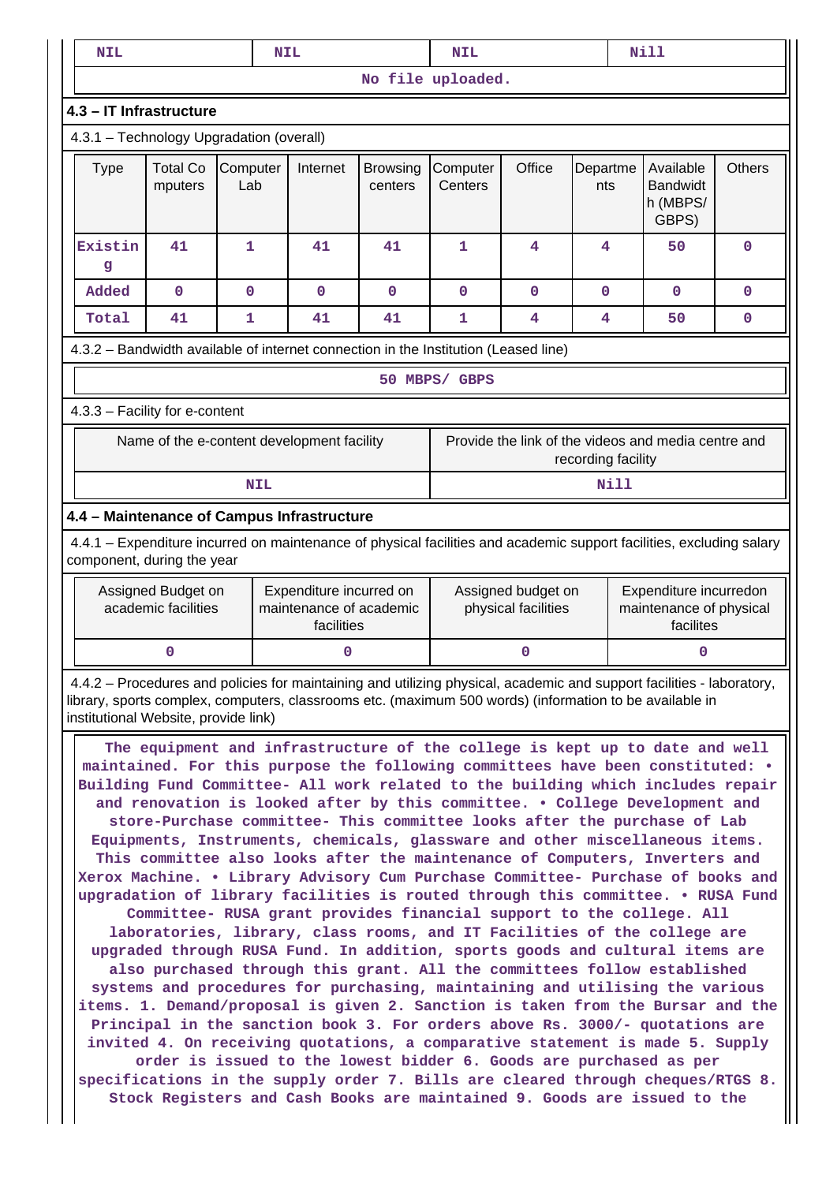| NIL | NIL | NIL | Nill |
|---|---|---|---|

No file uploaded.

### 4.3 – IT Infrastructure

4.3.1 – Technology Upgradation (overall)

| Type | Total Computers | Computer Lab | Internet | Browsing centers | Computer Centers | Office | Departments | Available Bandwidth (MBPS/ GBPS) | Others |
|---|---|---|---|---|---|---|---|---|---|
| Existing | 41 | 1 | 41 | 41 | 1 | 4 | 4 | 50 | 0 |
| Added | 0 | 0 | 0 | 0 | 0 | 0 | 0 | 0 | 0 |
| Total | 41 | 1 | 41 | 41 | 1 | 4 | 4 | 50 | 0 |

4.3.2 – Bandwidth available of internet connection in the Institution (Leased line)

50 MBPS/ GBPS

4.3.3 – Facility for e-content

| Name of the e-content development facility | Provide the link of the videos and media centre and recording facility |
|---|---|
| NIL | Nill |

### 4.4 – Maintenance of Campus Infrastructure

4.4.1 – Expenditure incurred on maintenance of physical facilities and academic support facilities, excluding salary component, during the year

| Assigned Budget on academic facilities | Expenditure incurred on maintenance of academic facilities | Assigned budget on physical facilities | Expenditure incurredon maintenance of physical facilites |
|---|---|---|---|
| 0 | 0 | 0 | 0 |

4.4.2 – Procedures and policies for maintaining and utilizing physical, academic and support facilities - laboratory, library, sports complex, computers, classrooms etc. (maximum 500 words) (information to be available in institutional Website, provide link)

The equipment and infrastructure of the college is kept up to date and well maintained. For this purpose the following committees have been constituted: • Building Fund Committee- All work related to the building which includes repair and renovation is looked after by this committee. • College Development and store-Purchase committee- This committee looks after the purchase of Lab Equipments, Instruments, chemicals, glassware and other miscellaneous items. This committee also looks after the maintenance of Computers, Inverters and Xerox Machine. • Library Advisory Cum Purchase Committee- Purchase of books and upgradation of library facilities is routed through this committee. • RUSA Fund Committee- RUSA grant provides financial support to the college. All laboratories, library, class rooms, and IT Facilities of the college are upgraded through RUSA Fund. In addition, sports goods and cultural items are also purchased through this grant. All the committees follow established systems and procedures for purchasing, maintaining and utilising the various items. 1. Demand/proposal is given 2. Sanction is taken from the Bursar and the Principal in the sanction book 3. For orders above Rs. 3000/- quotations are invited 4. On receiving quotations, a comparative statement is made 5. Supply order is issued to the lowest bidder 6. Goods are purchased as per specifications in the supply order 7. Bills are cleared through cheques/RTGS 8. Stock Registers and Cash Books are maintained 9. Goods are issued to the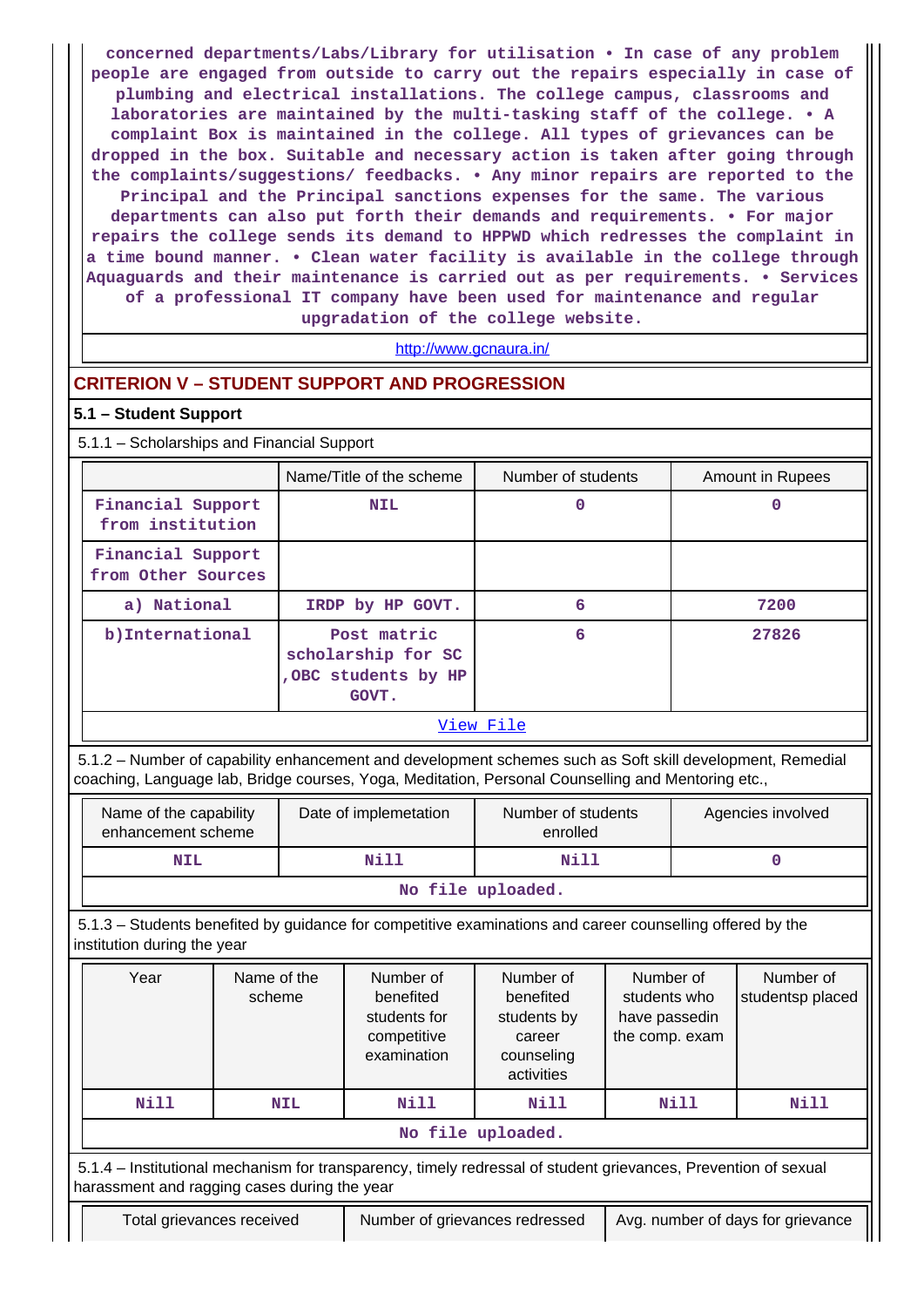concerned departments/Labs/Library for utilisation • In case of any problem people are engaged from outside to carry out the repairs especially in case of plumbing and electrical installations. The college campus, classrooms and laboratories are maintained by the multi-tasking staff of the college. • A complaint Box is maintained in the college. All types of grievances can be dropped in the box. Suitable and necessary action is taken after going through the complaints/suggestions/ feedbacks. • Any minor repairs are reported to the Principal and the Principal sanctions expenses for the same. The various departments can also put forth their demands and requirements. • For major repairs the college sends its demand to HPPWD which redresses the complaint in a time bound manner. • Clean water facility is available in the college through Aquaguards and their maintenance is carried out as per requirements. • Services of a professional IT company have been used for maintenance and regular upgradation of the college website.

http://www.gcnaura.in/

## CRITERION V – STUDENT SUPPORT AND PROGRESSION

### 5.1 – Student Support

5.1.1 – Scholarships and Financial Support

| | Name/Title of the scheme | Number of students | Amount in Rupees |
|---|---|---|---|
| Financial Support from institution | NIL | 0 | 0 |
| Financial Support from Other Sources | | | |
| a) National | IRDP by HP GOVT. | 6 | 7200 |
| b)International | Post matric scholarship for SC ,OBC students by HP GOVT. | 6 | 27826 |

View File

5.1.2 – Number of capability enhancement and development schemes such as Soft skill development, Remedial coaching, Language lab, Bridge courses, Yoga, Meditation, Personal Counselling and Mentoring etc.,

| Name of the capability enhancement scheme | Date of implemetation | Number of students enrolled | Agencies involved |
|---|---|---|---|
| NIL | Nill | Nill | 0 |

No file uploaded.

5.1.3 – Students benefited by guidance for competitive examinations and career counselling offered by the institution during the year

| Year | Name of the scheme | Number of benefited students for competitive examination | Number of benefited students by career counseling activities | Number of students who have passedin the comp. exam | Number of studentsp placed |
|---|---|---|---|---|---|
| Nill | NIL | Nill | Nill | Nill | Nill |

No file uploaded.

5.1.4 – Institutional mechanism for transparency, timely redressal of student grievances, Prevention of sexual harassment and ragging cases during the year

| Total grievances received | Number of grievances redressed | Avg. number of days for grievance |
|---|---|---|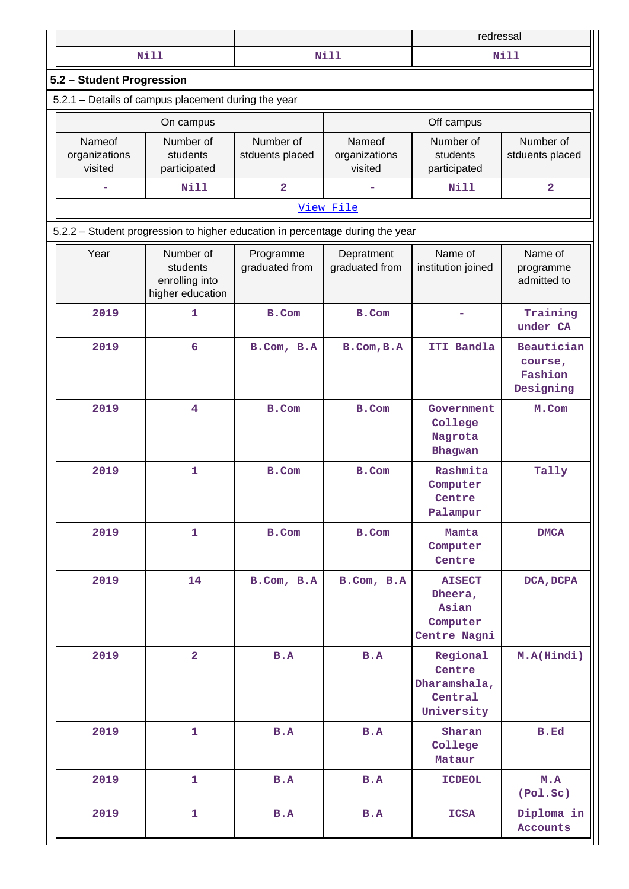| | | redressal |
|---|---|---|
| Nill | Nill | Nill |

## 5.2 – Student Progression

5.2.1 – Details of campus placement during the year

| On campus | | | Off campus | | |
|---|---|---|---|---|---|
| Nameof organizations visited | Number of students participated | Number of stduents placed | Nameof organizations visited | Number of students participated | Number of stduents placed |
| - | Nill | 2 | - | Nill | 2 |

[View File]

5.2.2 – Student progression to higher education in percentage during the year

| Year | Number of students enrolling into higher education | Programme graduated from | Depratment graduated from | Name of institution joined | Name of programme admitted to |
|---|---|---|---|---|---|
| 2019 | 1 | B.Com | B.Com | - | Training under CA |
| 2019 | 6 | B.Com, B.A | B.Com,B.A | ITI Bandla | Beautician course, Fashion Designing |
| 2019 | 4 | B.Com | B.Com | Government College Nagrota Bhagwan | M.Com |
| 2019 | 1 | B.Com | B.Com | Rashmita Computer Centre Palampur | Tally |
| 2019 | 1 | B.Com | B.Com | Mamta Computer Centre | DMCA |
| 2019 | 14 | B.Com, B.A | B.Com, B.A | AISECT Dheera, Asian Computer Centre Nagni | DCA,DCPA |
| 2019 | 2 | B.A | B.A | Regional Centre Dharamshala, Central University | M.A(Hindi) |
| 2019 | 1 | B.A | B.A | Sharan College Mataur | B.Ed |
| 2019 | 1 | B.A | B.A | ICDEOL | M.A (Pol.Sc) |
| 2019 | 1 | B.A | B.A | ICSA | Diploma in Accounts |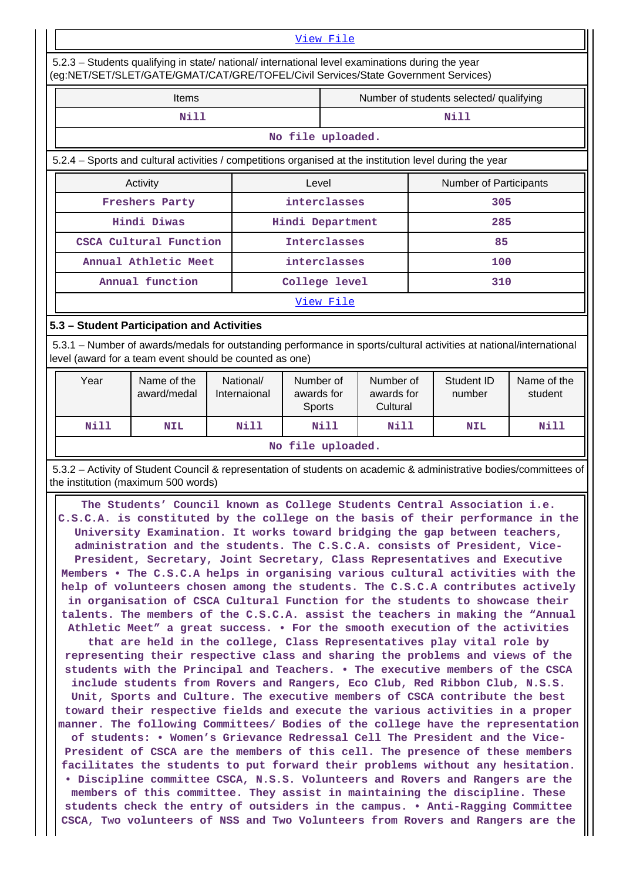[View File]

5.2.3 – Students qualifying in state/ national/ international level examinations during the year (eg:NET/SET/SLET/GATE/GMAT/CAT/GRE/TOFEL/Civil Services/State Government Services)

| Items | Number of students selected/ qualifying |
|---|---|
| Nill | Nill |
| No file uploaded. | |

5.2.4 – Sports and cultural activities / competitions organised at the institution level during the year

| Activity | Level | Number of Participants |
|---|---|---|
| Freshers Party | interclasses | 305 |
| Hindi Diwas | Hindi Department | 285 |
| CSCA Cultural Function | Interclasses | 85 |
| Annual Athletic Meet | interclasses | 100 |
| Annual function | College level | 310 |
| View File | | |

### 5.3 – Student Participation and Activities

5.3.1 – Number of awards/medals for outstanding performance in sports/cultural activities at national/international level (award for a team event should be counted as one)

| Year | Name of the award/medal | National/ Internaional | Number of awards for Sports | Number of awards for Cultural | Student ID number | Name of the student |
|---|---|---|---|---|---|---|
| Nill | NIL | Nill | Nill | Nill | NIL | Nill |
| No file uploaded. | | | | | | |

5.3.2 – Activity of Student Council & representation of students on academic & administrative bodies/committees of the institution (maximum 500 words)

**The Students' Council known as College Students Central Association i.e. C.S.C.A. is constituted by the college on the basis of their performance in the University Examination. It works toward bridging the gap between teachers, administration and the students. The C.S.C.A. consists of President, Vice-President, Secretary, Joint Secretary, Class Representatives and Executive Members • The C.S.C.A helps in organising various cultural activities with the help of volunteers chosen among the students. The C.S.C.A contributes actively in organisation of CSCA Cultural Function for the students to showcase their talents. The members of the C.S.C.A. assist the teachers in making the "Annual Athletic Meet" a great success. • For the smooth execution of the activities that are held in the college, Class Representatives play vital role by representing their respective class and sharing the problems and views of the students with the Principal and Teachers. • The executive members of the CSCA include students from Rovers and Rangers, Eco Club, Red Ribbon Club, N.S.S. Unit, Sports and Culture. The executive members of CSCA contribute the best toward their respective fields and execute the various activities in a proper manner. The following Committees/ Bodies of the college have the representation of students: • Women's Grievance Redressal Cell The President and the Vice-President of CSCA are the members of this cell. The presence of these members facilitates the students to put forward their problems without any hesitation. • Discipline committee CSCA, N.S.S. Volunteers and Rovers and Rangers are the members of this committee. They assist in maintaining the discipline. These students check the entry of outsiders in the campus. • Anti-Ragging Committee CSCA, Two volunteers of NSS and Two Volunteers from Rovers and Rangers are the**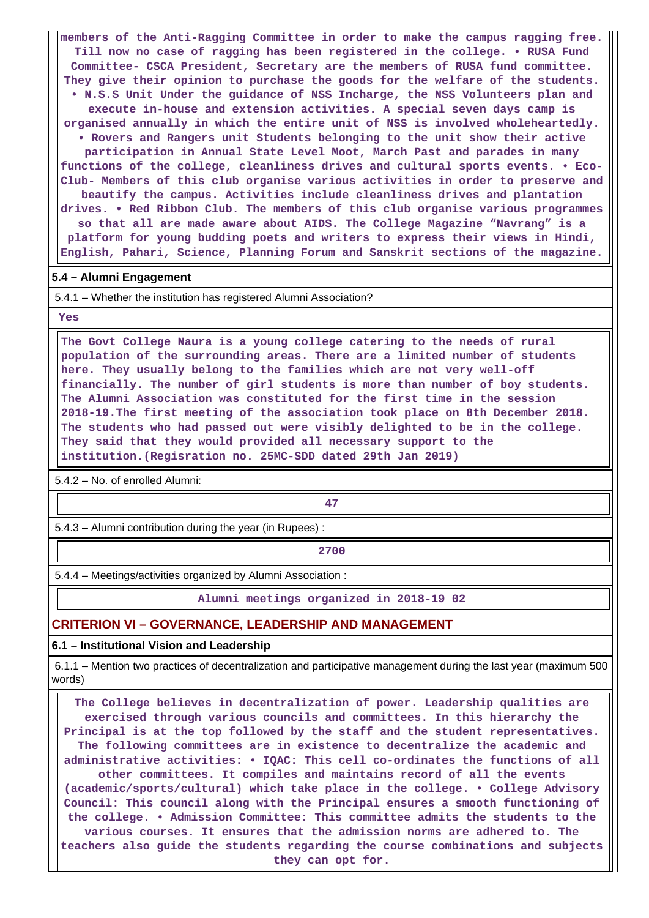members of the Anti-Ragging Committee in order to make the campus ragging free. Till now no case of ragging has been registered in the college. • RUSA Fund Committee- CSCA President, Secretary are the members of RUSA fund committee. They give their opinion to purchase the goods for the welfare of the students. • N.S.S Unit Under the guidance of NSS Incharge, the NSS Volunteers plan and execute in-house and extension activities. A special seven days camp is organised annually in which the entire unit of NSS is involved wholeheartedly. • Rovers and Rangers unit Students belonging to the unit show their active participation in Annual State Level Moot, March Past and parades in many functions of the college, cleanliness drives and cultural sports events. • Eco-Club- Members of this club organise various activities in order to preserve and beautify the campus. Activities include cleanliness drives and plantation drives. • Red Ribbon Club. The members of this club organise various programmes so that all are made aware about AIDS. The College Magazine “Navrang” is a platform for young budding poets and writers to express their views in Hindi, English, Pahari, Science, Planning Forum and Sanskrit sections of the magazine.

**5.4 – Alumni Engagement**

5.4.1 – Whether the institution has registered Alumni Association?

Yes

The Govt College Naura is a young college catering to the needs of rural population of the surrounding areas. There are a limited number of students here. They usually belong to the families which are not very well-off financially. The number of girl students is more than number of boy students. The Alumni Association was constituted for the first time in the session 2018-19.The first meeting of the association took place on 8th December 2018. The students who had passed out were visibly delighted to be in the college. They said that they would provided all necessary support to the institution.(Regisration no. 25MC-SDD dated 29th Jan 2019)

5.4.2 – No. of enrolled Alumni:

47

5.4.3 – Alumni contribution during the year (in Rupees) :

2700

5.4.4 – Meetings/activities organized by Alumni Association :

Alumni meetings organized in 2018-19 02

## CRITERION VI – GOVERNANCE, LEADERSHIP AND MANAGEMENT

**6.1 – Institutional Vision and Leadership**

6.1.1 – Mention two practices of decentralization and participative management during the last year (maximum 500 words)

The College believes in decentralization of power. Leadership qualities are exercised through various councils and committees. In this hierarchy the Principal is at the top followed by the staff and the student representatives. The following committees are in existence to decentralize the academic and administrative activities: • IQAC: This cell co-ordinates the functions of all other committees. It compiles and maintains record of all the events (academic/sports/cultural) which take place in the college. • College Advisory Council: This council along with the Principal ensures a smooth functioning of the college. • Admission Committee: This committee admits the students to the various courses. It ensures that the admission norms are adhered to. The teachers also guide the students regarding the course combinations and subjects they can opt for.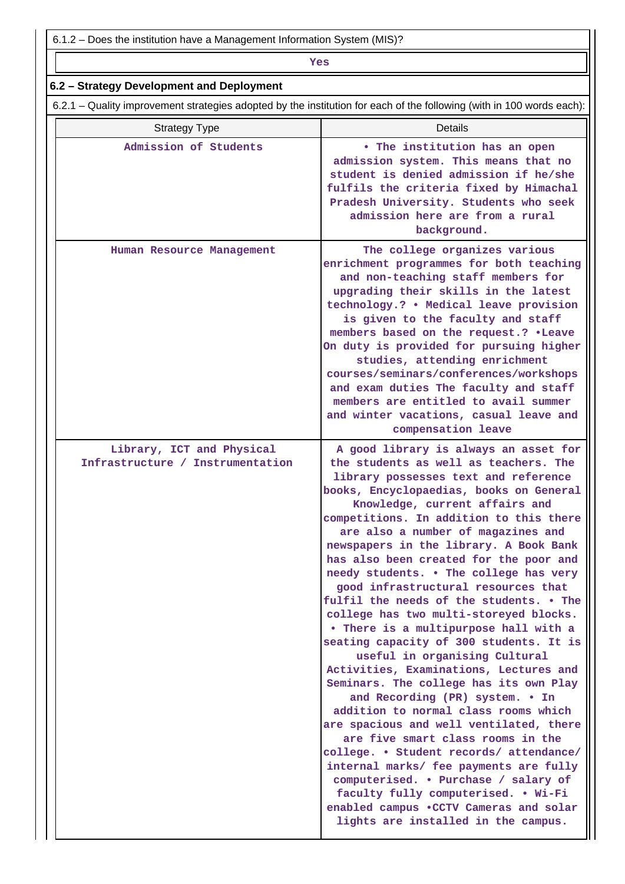6.1.2 – Does the institution have a Management Information System (MIS)?

| Yes |
|---|

## 6.2 – Strategy Development and Deployment

6.2.1 – Quality improvement strategies adopted by the institution for each of the following (with in 100 words each):

| Strategy Type | Details |
|---|---|
| Admission of Students | • The institution has an open admission system. This means that no student is denied admission if he/she fulfils the criteria fixed by Himachal Pradesh University. Students who seek admission here are from a rural background. |
| Human Resource Management | The college organizes various enrichment programmes for both teaching and non-teaching staff members for upgrading their skills in the latest technology.? • Medical leave provision is given to the faculty and staff members based on the request.? •Leave On duty is provided for pursuing higher studies, attending enrichment courses/seminars/conferences/workshops and exam duties The faculty and staff members are entitled to avail summer and winter vacations, casual leave and compensation leave |
| Library, ICT and Physical Infrastructure / Instrumentation | A good library is always an asset for the students as well as teachers. The library possesses text and reference books, Encyclopaedias, books on General Knowledge, current affairs and competitions. In addition to this there are also a number of magazines and newspapers in the library. A Book Bank has also been created for the poor and needy students. • The college has very good infrastructural resources that fulfil the needs of the students. • The college has two multi-storeyed blocks. • There is a multipurpose hall with a seating capacity of 300 students. It is useful in organising Cultural Activities, Examinations, Lectures and Seminars. The college has its own Play and Recording (PR) system. • In addition to normal class rooms which are spacious and well ventilated, there are five smart class rooms in the college. • Student records/ attendance/ internal marks/ fee payments are fully computerised. • Purchase / salary of faculty fully computerised. • Wi-Fi enabled campus •CCTV Cameras and solar lights are installed in the campus. |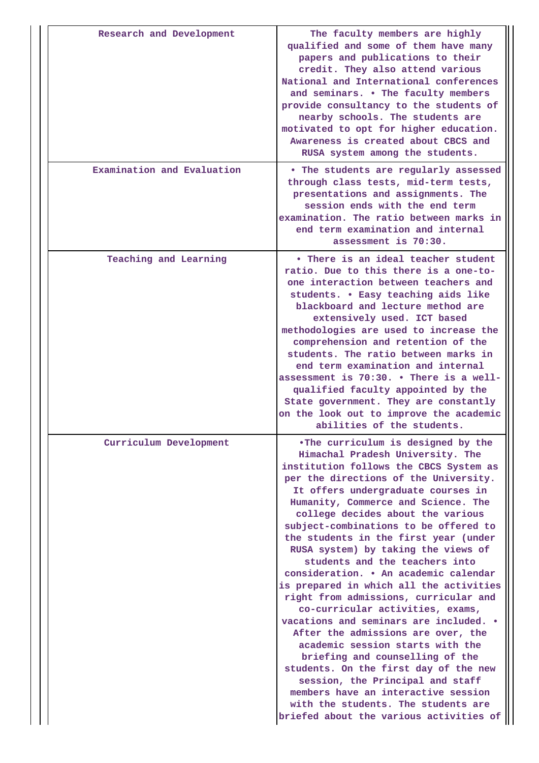| | |
|---|---|
| Research and Development | The faculty members are highly qualified and some of them have many papers and publications to their credit. They also attend various National and International conferences and seminars. • The faculty members provide consultancy to the students of nearby schools. The students are motivated to opt for higher education. Awareness is created about CBCS and RUSA system among the students. |
| Examination and Evaluation | • The students are regularly assessed through class tests, mid-term tests, presentations and assignments. The session ends with the end term examination. The ratio between marks in end term examination and internal assessment is 70:30. |
| Teaching and Learning | • There is an ideal teacher student ratio. Due to this there is a one-to-one interaction between teachers and students. • Easy teaching aids like blackboard and lecture method are extensively used. ICT based methodologies are used to increase the comprehension and retention of the students. The ratio between marks in end term examination and internal assessment is 70:30. • There is a well-qualified faculty appointed by the State government. They are constantly on the look out to improve the academic abilities of the students. |
| Curriculum Development | •The curriculum is designed by the Himachal Pradesh University. The institution follows the CBCS System as per the directions of the University. It offers undergraduate courses in Humanity, Commerce and Science. The college decides about the various subject-combinations to be offered to the students in the first year (under RUSA system) by taking the views of students and the teachers into consideration. • An academic calendar is prepared in which all the activities right from admissions, curricular and co-curricular activities, exams, vacations and seminars are included. • After the admissions are over, the academic session starts with the briefing and counselling of the students. On the first day of the new session, the Principal and staff members have an interactive session with the students. The students are briefed about the various activities of |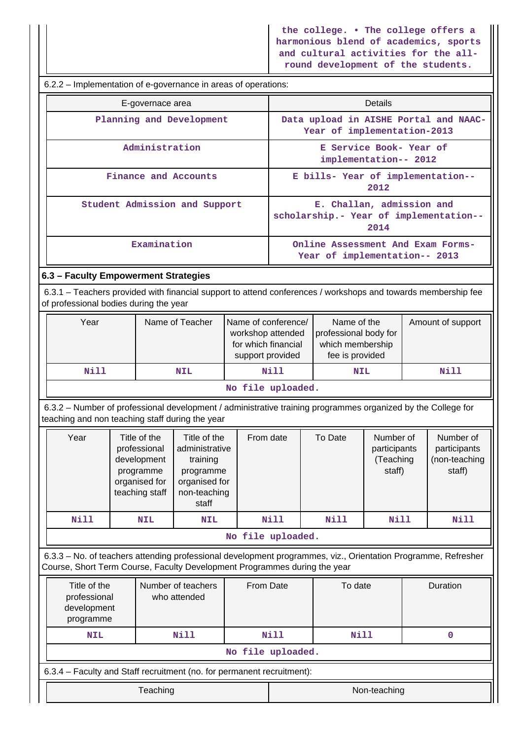| | the college. • The college offers a harmonious blend of academics, sports and cultural activities for the all-round development of the students. |
|---|---|

6.2.2 – Implementation of e-governance in areas of operations:

| E-governace area | Details |
|---|---|
| Planning and Development | Data upload in AISHE Portal and NAAC- Year of implementation-2013 |
| Administration | E Service Book- Year of implementation-- 2012 |
| Finance and Accounts | E bills- Year of implementation-- 2012 |
| Student Admission and Support | E. Challan, admission and scholarship.- Year of implementation-- 2014 |
| Examination | Online Assessment And Exam Forms- Year of implementation-- 2013 |

**6.3 – Faculty Empowerment Strategies**

6.3.1 – Teachers provided with financial support to attend conferences / workshops and towards membership fee of professional bodies during the year

| Year | Name of Teacher | Name of conference/ workshop attended for which financial support provided | Name of the professional body for which membership fee is provided | Amount of support |
|---|---|---|---|---|
| Nill | NIL | Nill | NIL | Nill |
| No file uploaded. | | | | |

6.3.2 – Number of professional development / administrative training programmes organized by the College for teaching and non teaching staff during the year

| Year | Title of the professional development programme organised for teaching staff | Title of the administrative training programme organised for non-teaching staff | From date | To Date | Number of participants (Teaching staff) | Number of participants (non-teaching staff) |
|---|---|---|---|---|---|---|
| Nill | NIL | NIL | Nill | Nill | Nill | Nill |
| No file uploaded. | | | | | | |

6.3.3 – No. of teachers attending professional development programmes, viz., Orientation Programme, Refresher Course, Short Term Course, Faculty Development Programmes during the year

| Title of the professional development programme | Number of teachers who attended | From Date | To date | Duration |
|---|---|---|---|---|
| NIL | Nill | Nill | Nill | 0 |
| No file uploaded. | | | | |

6.3.4 – Faculty and Staff recruitment (no. for permanent recruitment):

| Teaching | Non-teaching |
|---|---|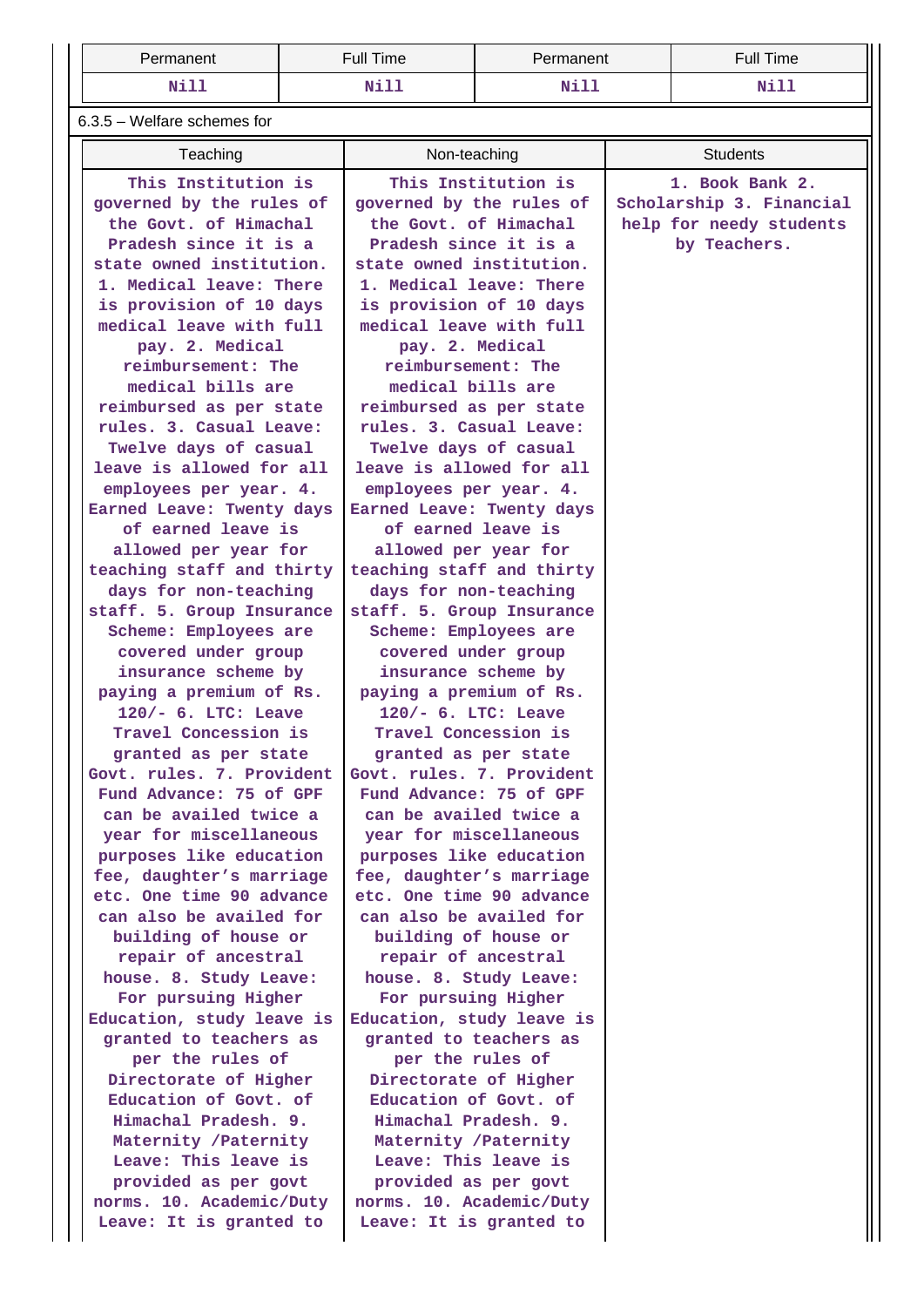| Permanent | Full Time | Permanent | Full Time |
|---|---|---|---|
| Nill | Nill | Nill | Nill |

6.3.5 – Welfare schemes for

| Teaching | Non-teaching | Students |
|---|---|---|
| This Institution is governed by the rules of the Govt. of Himachal Pradesh since it is a state owned institution. 1. Medical leave: There is provision of 10 days medical leave with full pay. 2. Medical reimbursement: The medical bills are reimbursed as per state rules. 3. Casual Leave: Twelve days of casual leave is allowed for all employees per year. 4. Earned Leave: Twenty days of earned leave is allowed per year for teaching staff and thirty days for non-teaching staff. 5. Group Insurance Scheme: Employees are covered under group insurance scheme by paying a premium of Rs. 120/- 6. LTC: Leave Travel Concession is granted as per state Govt. rules. 7. Provident Fund Advance: 75 of GPF can be availed twice a year for miscellaneous purposes like education fee, daughter's marriage etc. One time 90 advance can also be availed for building of house or repair of ancestral house. 8. Study Leave: For pursuing Higher Education, study leave is granted to teachers as per the rules of Directorate of Higher Education of Govt. of Himachal Pradesh. 9. Maternity /Paternity Leave: This leave is provided as per govt norms. 10. Academic/Duty Leave: It is granted to | This Institution is governed by the rules of the Govt. of Himachal Pradesh since it is a state owned institution. 1. Medical leave: There is provision of 10 days medical leave with full pay. 2. Medical reimbursement: The medical bills are reimbursed as per state rules. 3. Casual Leave: Twelve days of casual leave is allowed for all employees per year. 4. Earned Leave: Twenty days of earned leave is allowed per year for teaching staff and thirty days for non-teaching staff. 5. Group Insurance Scheme: Employees are covered under group insurance scheme by paying a premium of Rs. 120/- 6. LTC: Leave Travel Concession is granted as per state Govt. rules. 7. Provident Fund Advance: 75 of GPF can be availed twice a year for miscellaneous purposes like education fee, daughter's marriage etc. One time 90 advance can also be availed for building of house or repair of ancestral house. 8. Study Leave: For pursuing Higher Education, study leave is granted to teachers as per the rules of Directorate of Higher Education of Govt. of Himachal Pradesh. 9. Maternity /Paternity Leave: This leave is provided as per govt norms. 10. Academic/Duty Leave: It is granted to | 1. Book Bank 2. Scholarship 3. Financial help for needy students by Teachers. |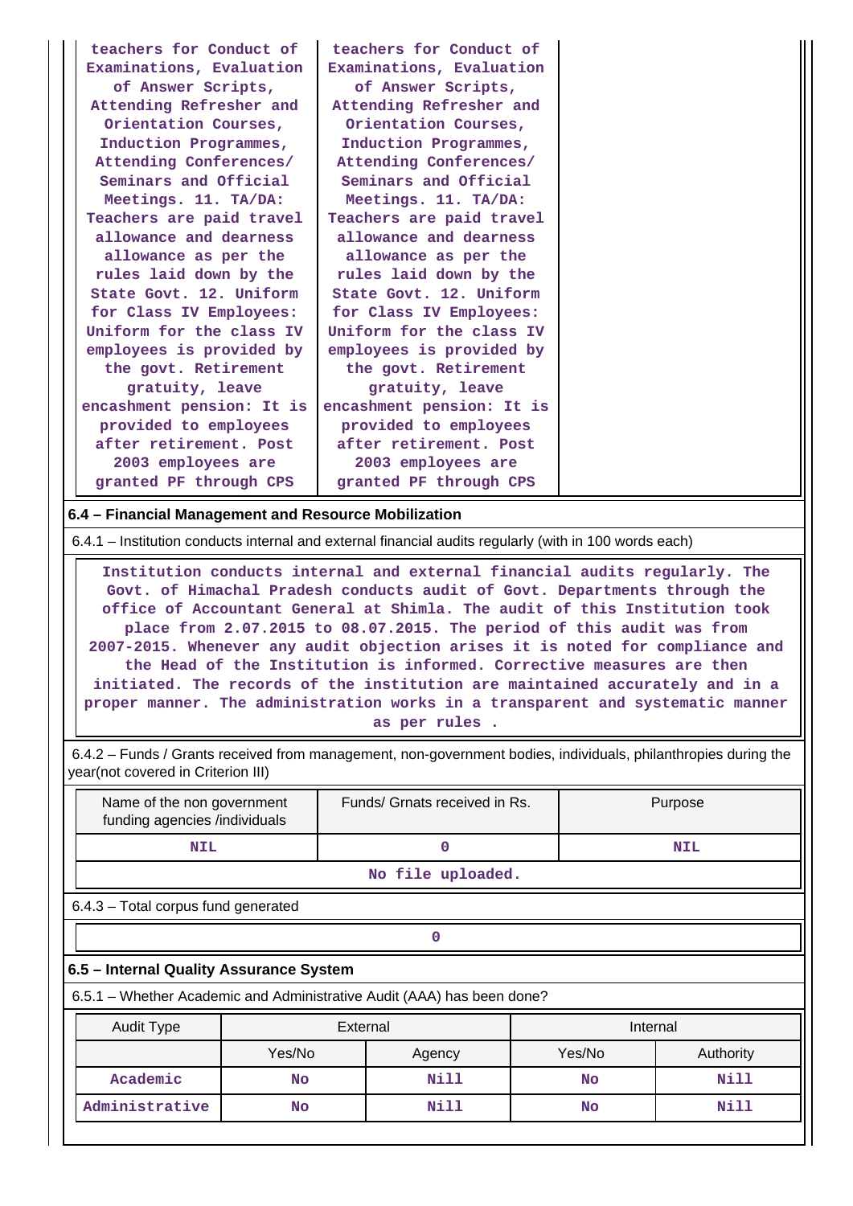| teachers for Conduct of Examinations, Evaluation of Answer Scripts, Attending Refresher and Orientation Courses, Induction Programmes, Attending Conferences/ Seminars and Official Meetings. 11. TA/DA: Teachers are paid travel allowance and dearness allowance as per the rules laid down by the State Govt. 12. Uniform for Class IV Employees: Uniform for the class IV employees is provided by the govt. Retirement gratuity, leave encashment pension: It is provided to employees after retirement. Post 2003 employees are granted PF through CPS | teachers for Conduct of Examinations, Evaluation of Answer Scripts, Attending Refresher and Orientation Courses, Induction Programmes, Attending Conferences/ Seminars and Official Meetings. 11. TA/DA: Teachers are paid travel allowance and dearness allowance as per the rules laid down by the State Govt. 12. Uniform for Class IV Employees: Uniform for the class IV employees is provided by the govt. Retirement gratuity, leave encashment pension: It is provided to employees after retirement. Post 2003 employees are granted PF through CPS | |
|---|---|---|

**6.4 – Financial Management and Resource Mobilization**

6.4.1 – Institution conducts internal and external financial audits regularly (with in 100 words each)

Institution conducts internal and external financial audits regularly. The Govt. of Himachal Pradesh conducts audit of Govt. Departments through the office of Accountant General at Shimla. The audit of this Institution took place from 2.07.2015 to 08.07.2015. The period of this audit was from 2007-2015. Whenever any audit objection arises it is noted for compliance and the Head of the Institution is informed. Corrective measures are then initiated. The records of the institution are maintained accurately and in a proper manner. The administration works in a transparent and systematic manner as per rules .

6.4.2 – Funds / Grants received from management, non-government bodies, individuals, philanthropies during the year(not covered in Criterion III)

| Name of the non government funding agencies /individuals | Funds/ Grnats received in Rs. | Purpose |
|---|---|---|
| NIL | 0 | NIL |
| No file uploaded. | | |

6.4.3 – Total corpus fund generated

0

**6.5 – Internal Quality Assurance System**

6.5.1 – Whether Academic and Administrative Audit (AAA) has been done?

| Audit Type | External | | Internal | |
|---|---|---|---|---|
| | Yes/No | Agency | Yes/No | Authority |
| Academic | No | Nill | No | Nill |
| Administrative | No | Nill | No | Nill |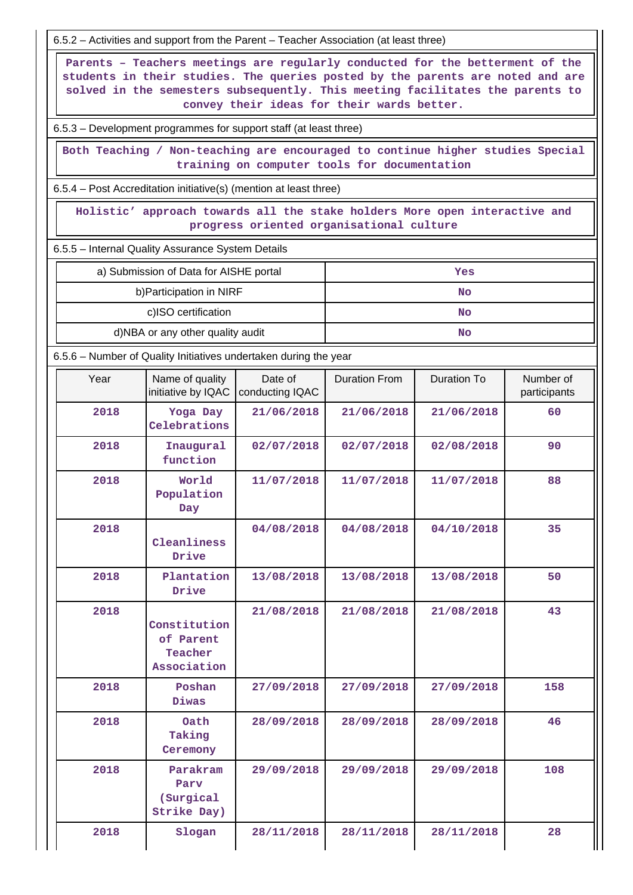6.5.2 – Activities and support from the Parent – Teacher Association (at least three)

Parents – Teachers meetings are regularly conducted for the betterment of the students in their studies. The queries posted by the parents are noted and are solved in the semesters subsequently. This meeting facilitates the parents to convey their ideas for their wards better.

6.5.3 – Development programmes for support staff (at least three)

Both Teaching / Non-teaching are encouraged to continue higher studies Special training on computer tools for documentation

6.5.4 – Post Accreditation initiative(s) (mention at least three)

Holistic' approach towards all the stake holders More open interactive and progress oriented organisational culture

6.5.5 – Internal Quality Assurance System Details

| | |
|---|---|
| a) Submission of Data for AISHE portal | Yes |
| b)Participation in NIRF | No |
| c)ISO certification | No |
| d)NBA or any other quality audit | No |

6.5.6 – Number of Quality Initiatives undertaken during the year

| Year | Name of quality initiative by IQAC | Date of conducting IQAC | Duration From | Duration To | Number of participants |
|---|---|---|---|---|---|
| 2018 | Yoga Day Celebrations | 21/06/2018 | 21/06/2018 | 21/06/2018 | 60 |
| 2018 | Inaugural function | 02/07/2018 | 02/07/2018 | 02/08/2018 | 90 |
| 2018 | World Population Day | 11/07/2018 | 11/07/2018 | 11/07/2018 | 88 |
| 2018 | Cleanliness Drive | 04/08/2018 | 04/08/2018 | 04/10/2018 | 35 |
| 2018 | Plantation Drive | 13/08/2018 | 13/08/2018 | 13/08/2018 | 50 |
| 2018 | Constitution of Parent Teacher Association | 21/08/2018 | 21/08/2018 | 21/08/2018 | 43 |
| 2018 | Poshan Diwas | 27/09/2018 | 27/09/2018 | 27/09/2018 | 158 |
| 2018 | Oath Taking Ceremony | 28/09/2018 | 28/09/2018 | 28/09/2018 | 46 |
| 2018 | Parakram Parv (Surgical Strike Day) | 29/09/2018 | 29/09/2018 | 29/09/2018 | 108 |
| 2018 | Slogan | 28/11/2018 | 28/11/2018 | 28/11/2018 | 28 |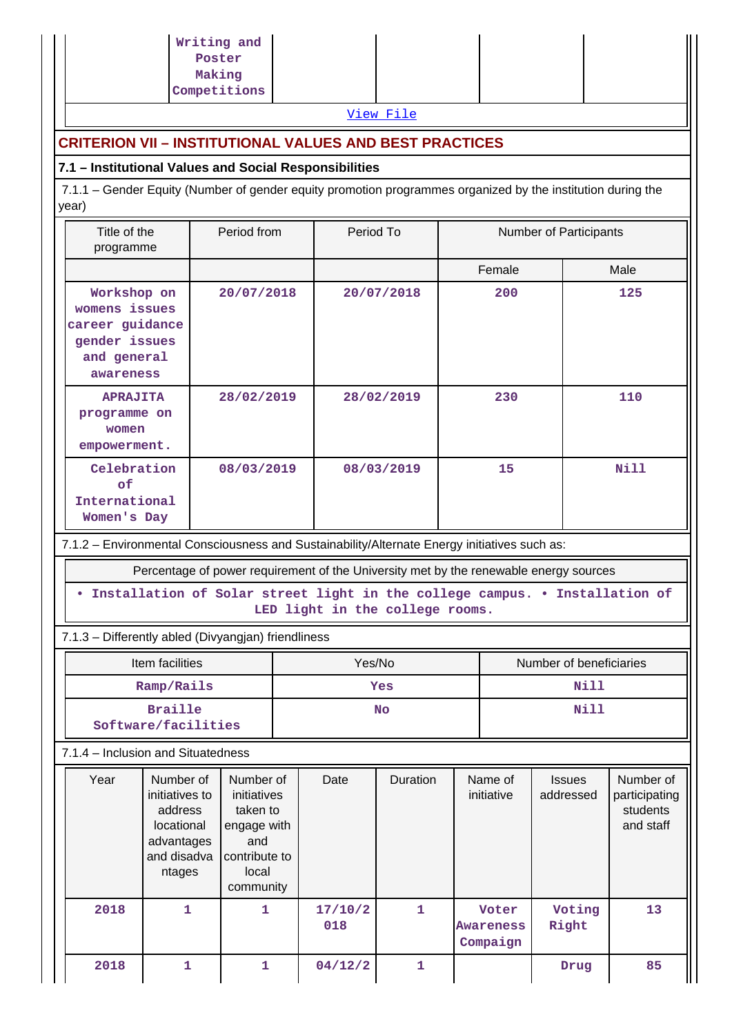| | Writing and Poster Making Competitions | | | |
|---|---|---|---|---|

[View File](#)

## CRITERION VII – INSTITUTIONAL VALUES AND BEST PRACTICES

### 7.1 – Institutional Values and Social Responsibilities

7.1.1 – Gender Equity (Number of gender equity promotion programmes organized by the institution during the year)

| Title of the programme | Period from | Period To | Number of Participants | |
|---|---|---|---|---|
| | | | Female | Male |
| Workshop on womens issues career guidance gender issues and general awareness | 20/07/2018 | 20/07/2018 | 200 | 125 |
| APRAJITA programme on women empowerment. | 28/02/2019 | 28/02/2019 | 230 | 110 |
| Celebration of International Women's Day | 08/03/2019 | 08/03/2019 | 15 | Nill |

7.1.2 – Environmental Consciousness and Sustainability/Alternate Energy initiatives such as:

| Percentage of power requirement of the University met by the renewable energy sources |
|---|
| • Installation of Solar street light in the college campus. • Installation of LED light in the college rooms. |

7.1.3 – Differently abled (Divyangjan) friendliness

| Item facilities | Yes/No | Number of beneficiaries |
|---|---|---|
| Ramp/Rails | Yes | Nill |
| Braille Software/facilities | No | Nill |

7.1.4 – Inclusion and Situatedness

| Year | Number of initiatives to address locational advantages and disadvantages | Number of initiatives taken to engage with and contribute to local community | Date | Duration | Name of initiative | Issues addressed | Number of participating students and staff |
|---|---|---|---|---|---|---|---|
| 2018 | 1 | 1 | 17/10/2018 | 1 | Voter Awareness Compaign | Voting Right | 13 |
| 2018 | 1 | 1 | 04/12/2 | 1 | | Drug | 85 |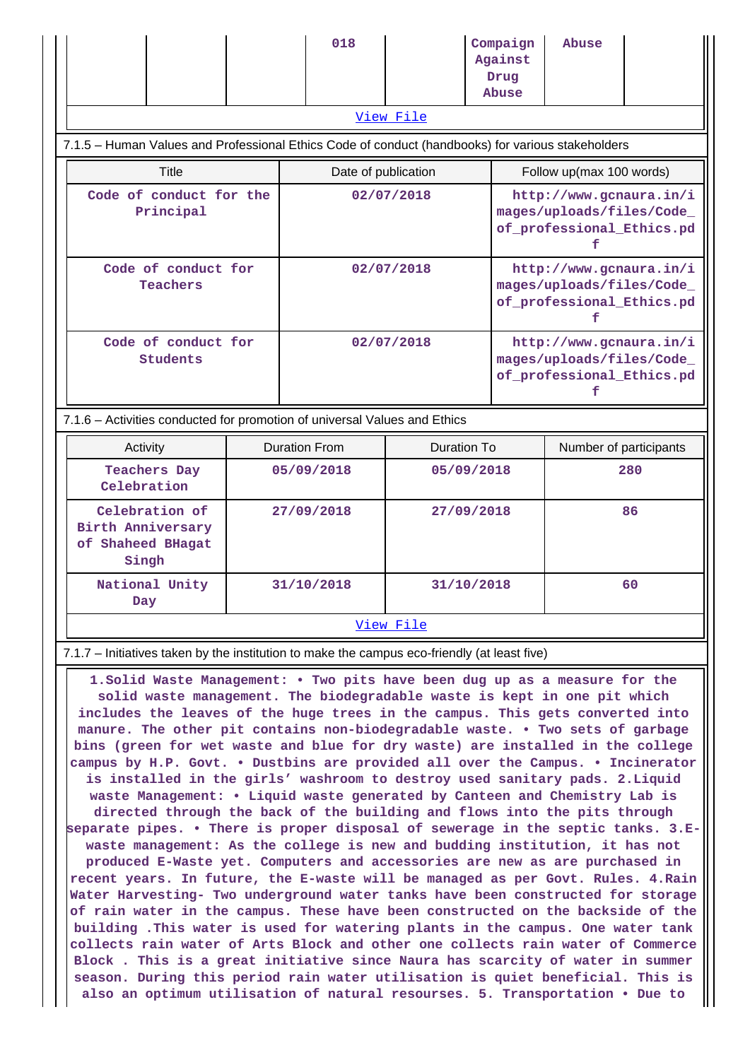| | | | 018 | | Compaign Against Drug Abuse | Abuse | |
|---|---|---|---|---|---|---|---|
| View File | | | | | | | |

7.1.5 – Human Values and Professional Ethics Code of conduct (handbooks) for various stakeholders

| Title | Date of publication | Follow up(max 100 words) |
|---|---|---|
| Code of conduct for the Principal | 02/07/2018 | http://www.gcnaura.in/images/uploads/files/Code_of_professional_Ethics.pdf |
| Code of conduct for Teachers | 02/07/2018 | http://www.gcnaura.in/images/uploads/files/Code_of_professional_Ethics.pdf |
| Code of conduct for Students | 02/07/2018 | http://www.gcnaura.in/images/uploads/files/Code_of_professional_Ethics.pdf |

7.1.6 – Activities conducted for promotion of universal Values and Ethics

| Activity | Duration From | Duration To | Number of participants |
|---|---|---|---|
| Teachers Day Celebration | 05/09/2018 | 05/09/2018 | 280 |
| Celebration of Birth Anniversary of Shaheed BHagat Singh | 27/09/2018 | 27/09/2018 | 86 |
| National Unity Day | 31/10/2018 | 31/10/2018 | 60 |
| View File | | | |

7.1.7 – Initiatives taken by the institution to make the campus eco-friendly (at least five)

1.Solid Waste Management: • Two pits have been dug up as a measure for the solid waste management. The biodegradable waste is kept in one pit which includes the leaves of the huge trees in the campus. This gets converted into manure. The other pit contains non-biodegradable waste. • Two sets of garbage bins (green for wet waste and blue for dry waste) are installed in the college campus by H.P. Govt. • Dustbins are provided all over the Campus. • Incinerator is installed in the girls' washroom to destroy used sanitary pads. 2.Liquid waste Management: • Liquid waste generated by Canteen and Chemistry Lab is directed through the back of the building and flows into the pits through separate pipes. • There is proper disposal of sewerage in the septic tanks. 3.E-waste management: As the college is new and budding institution, it has not produced E-Waste yet. Computers and accessories are new as are purchased in recent years. In future, the E-waste will be managed as per Govt. Rules. 4.Rain Water Harvesting- Two underground water tanks have been constructed for storage of rain water in the campus. These have been constructed on the backside of the building .This water is used for watering plants in the campus. One water tank collects rain water of Arts Block and other one collects rain water of Commerce Block . This is a great initiative since Naura has scarcity of water in summer season. During this period rain water utilisation is quiet beneficial. This is also an optimum utilisation of natural resourses. 5. Transportation • Due to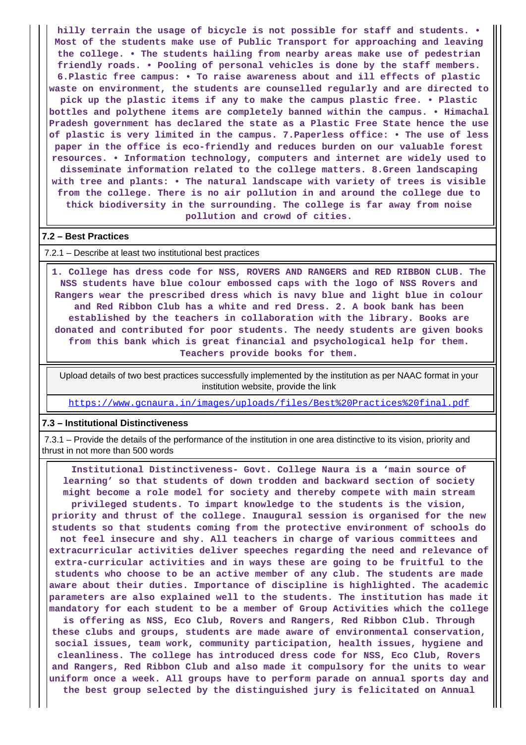hilly terrain the usage of bicycle is not possible for staff and students. • Most of the students make use of Public Transport for approaching and leaving the college. • The students hailing from nearby areas make use of pedestrian friendly roads. • Pooling of personal vehicles is done by the staff members. 6.Plastic free campus: • To raise awareness about and ill effects of plastic waste on environment, the students are counselled regularly and are directed to pick up the plastic items if any to make the campus plastic free. • Plastic bottles and polythene items are completely banned within the campus. • Himachal Pradesh government has declared the state as a Plastic Free State hence the use of plastic is very limited in the campus. 7.Paperless office: • The use of less paper in the office is eco-friendly and reduces burden on our valuable forest resources. • Information technology, computers and internet are widely used to disseminate information related to the college matters. 8.Green landscaping with tree and plants: • The natural landscape with variety of trees is visible from the college. There is no air pollution in and around the college due to thick biodiversity in the surrounding. The college is far away from noise pollution and crowd of cities.

**7.2 – Best Practices**

7.2.1 – Describe at least two institutional best practices

1. College has dress code for NSS, ROVERS AND RANGERS and RED RIBBON CLUB. The NSS students have blue colour embossed caps with the logo of NSS Rovers and Rangers wear the prescribed dress which is navy blue and light blue in colour and Red Ribbon Club has a white and red Dress. 2. A book bank has been established by the teachers in collaboration with the library. Books are donated and contributed for poor students. The needy students are given books from this bank which is great financial and psychological help for them. Teachers provide books for them.

Upload details of two best practices successfully implemented by the institution as per NAAC format in your institution website, provide the link

https://www.gcnaura.in/images/uploads/files/Best%20Practices%20final.pdf

**7.3 – Institutional Distinctiveness**

7.3.1 – Provide the details of the performance of the institution in one area distinctive to its vision, priority and thrust in not more than 500 words

Institutional Distinctiveness- Govt. College Naura is a 'main source of learning' so that students of down trodden and backward section of society might become a role model for society and thereby compete with main stream privileged students. To impart knowledge to the students is the vision, priority and thrust of the college. Inaugural session is organised for the new students so that students coming from the protective environment of schools do not feel insecure and shy. All teachers in charge of various committees and extracurricular activities deliver speeches regarding the need and relevance of extra-curricular activities and in ways these are going to be fruitful to the students who choose to be an active member of any club. The students are made aware about their duties. Importance of discipline is highlighted. The academic parameters are also explained well to the students. The institution has made it mandatory for each student to be a member of Group Activities which the college is offering as NSS, Eco Club, Rovers and Rangers, Red Ribbon Club. Through these clubs and groups, students are made aware of environmental conservation, social issues, team work, community participation, health issues, hygiene and cleanliness. The college has introduced dress code for NSS, Eco Club, Rovers and Rangers, Red Ribbon Club and also made it compulsory for the units to wear uniform once a week. All groups have to perform parade on annual sports day and the best group selected by the distinguished jury is felicitated on Annual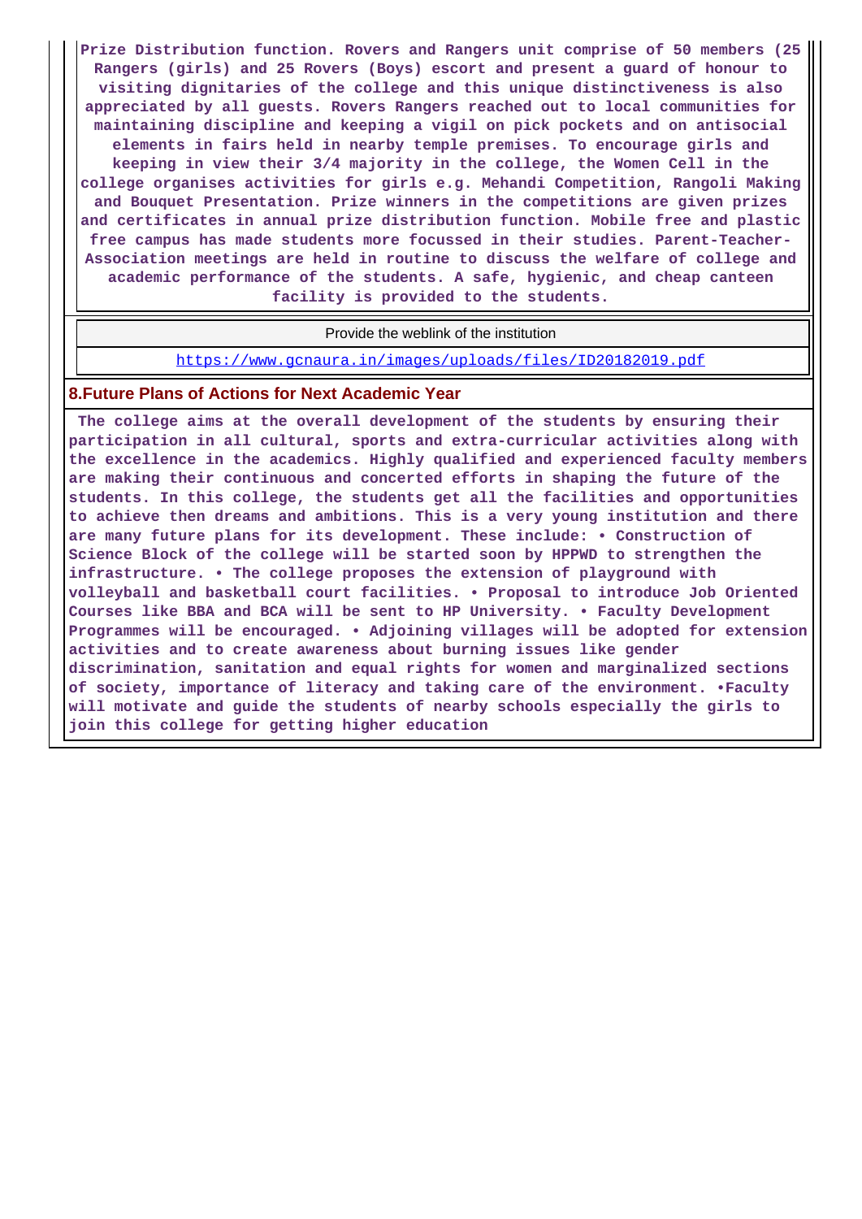**Prize Distribution function. Rovers and Rangers unit comprise of 50 members (25 Rangers (girls) and 25 Rovers (Boys) escort and present a guard of honour to visiting dignitaries of the college and this unique distinctiveness is also appreciated by all guests. Rovers Rangers reached out to local communities for maintaining discipline and keeping a vigil on pick pockets and on antisocial elements in fairs held in nearby temple premises. To encourage girls and keeping in view their 3/4 majority in the college, the Women Cell in the college organises activities for girls e.g. Mehandi Competition, Rangoli Making and Bouquet Presentation. Prize winners in the competitions are given prizes and certificates in annual prize distribution function. Mobile free and plastic free campus has made students more focussed in their studies. Parent-Teacher-Association meetings are held in routine to discuss the welfare of college and academic performance of the students. A safe, hygienic, and cheap canteen facility is provided to the students.**

| Provide the weblink of the institution |
|---|
| https://www.gcnaura.in/images/uploads/files/ID20182019.pdf |

## 8.Future Plans of Actions for Next Academic Year

**The college aims at the overall development of the students by ensuring their participation in all cultural, sports and extra-curricular activities along with the excellence in the academics. Highly qualified and experienced faculty members are making their continuous and concerted efforts in shaping the future of the students. In this college, the students get all the facilities and opportunities to achieve then dreams and ambitions. This is a very young institution and there are many future plans for its development. These include: • Construction of Science Block of the college will be started soon by HPPWD to strengthen the infrastructure. • The college proposes the extension of playground with volleyball and basketball court facilities. • Proposal to introduce Job Oriented Courses like BBA and BCA will be sent to HP University. • Faculty Development Programmes will be encouraged. • Adjoining villages will be adopted for extension activities and to create awareness about burning issues like gender discrimination, sanitation and equal rights for women and marginalized sections of society, importance of literacy and taking care of the environment. •Faculty will motivate and guide the students of nearby schools especially the girls to join this college for getting higher education**